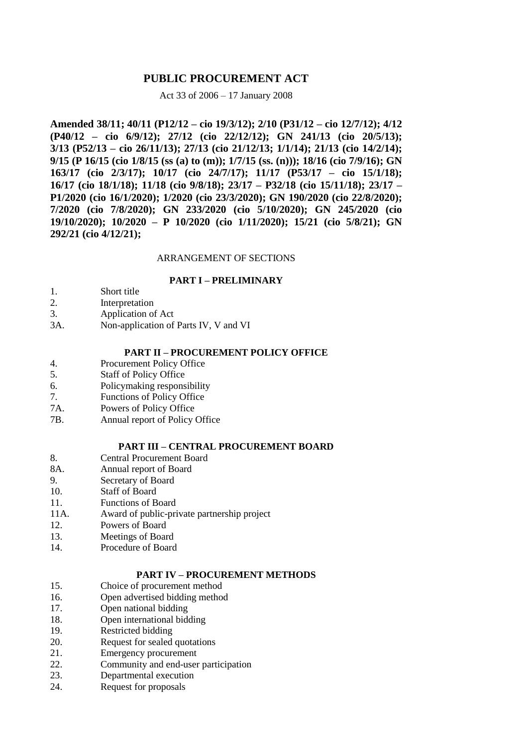# PUBLIC PROCUREMENT ACT

Act 33 of 2006 – 17 January 2008

**Amended 38/11; 40/11 (P12/12 – cio 19/3/12); 2/10 (P31/12 – cio 12/7/12); 4/12 (P40/12 – cio 6/9/12); 27/12 (cio 22/12/12); GN 241/13 (cio 20/5/13); 3/13 (P52/13 – cio 26/11/13); 27/13 (cio 21/12/13; 1/1/14); 21/13 (cio 14/2/14); 9/15 (P 16/15 (cio 1/8/15 (ss (a) to (m)); 1/7/15 (ss. (n))); 18/16 (cio 7/9/16); GN 163/17 (cio 2/3/17); 10/17 (cio 24/7/17); 11/17 (P53/17 – cio 15/1/18); 16/17 (cio 18/1/18); 11/18 (cio 9/8/18); 23/17 – P32/18 (cio 15/11/18); 23/17 – P1/2020 (cio 16/1/2020); 1/2020 (cio 23/3/2020); GN 190/2020 (cio 22/8/2020); 7/2020 (cio 7/8/2020); GN 233/2020 (cio 5/10/2020); GN 245/2020 (cio 19/10/2020); 10/2020 – P 10/2020 (cio 1/11/2020); 15/21 (cio 5/8/21); GN 292/21 (cio 4/12/21);**

ARRANGEMENT OF SECTIONS

**PART I – PRELIMINARY**

1. Short title
2. Interpretation
3. Application of Act

3A. Non-application of Parts IV, V and VI

**PART II – PROCUREMENT POLICY OFFICE**

4. Procurement Policy Office
5. Staff of Policy Office
6. Policymaking responsibility
7. Functions of Policy Office

7A. Powers of Policy Office

7B. Annual report of Policy Office

**PART III – CENTRAL PROCUREMENT BOARD**

8. Central Procurement Board

8A. Annual report of Board

9. Secretary of Board
10. Staff of Board
11. Functions of Board

11A. Award of public-private partnership project

12. Powers of Board
13. Meetings of Board
14. Procedure of Board

**PART IV – PROCUREMENT METHODS**

15. Choice of procurement method
16. Open advertised bidding method
17. Open national bidding
18. Open international bidding
19. Restricted bidding
20. Request for sealed quotations
21. Emergency procurement
22. Community and end-user participation
23. Departmental execution
24. Request for proposals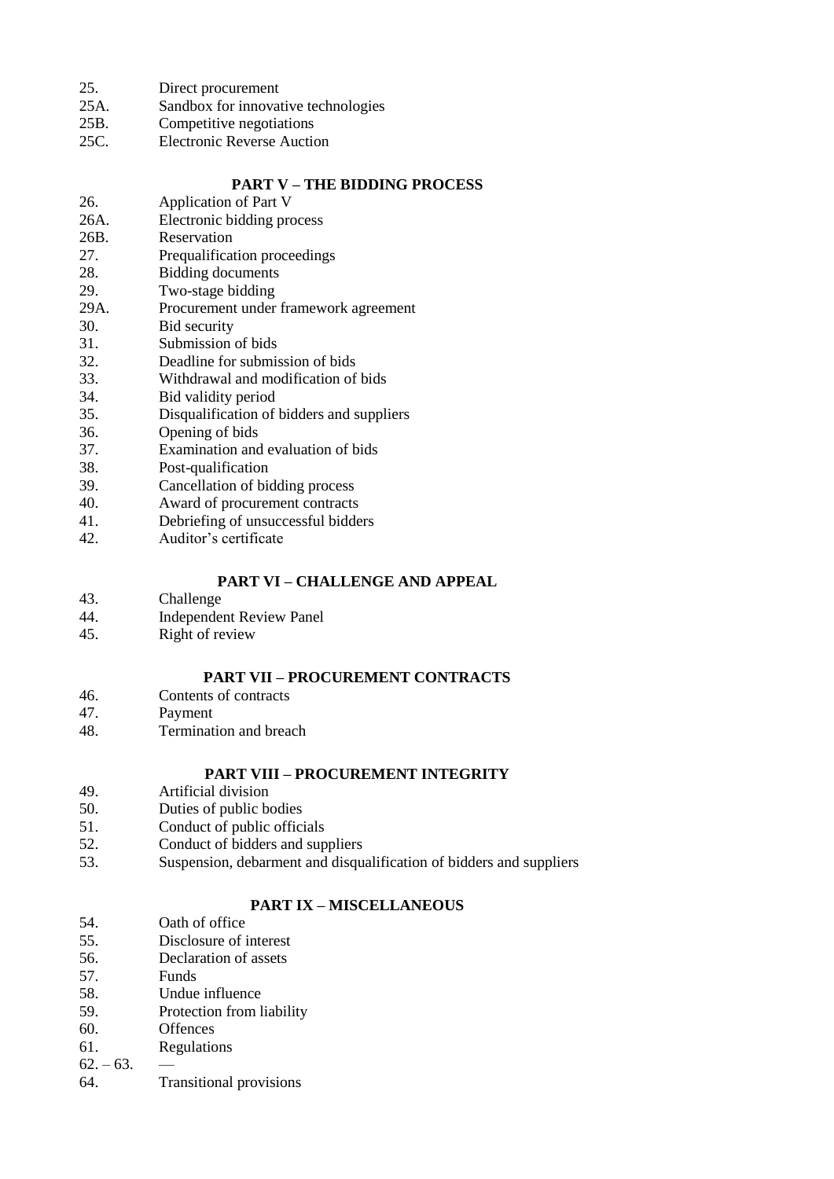25. Direct procurement
25A. Sandbox for innovative technologies
25B. Competitive negotiations
25C. Electronic Reverse Auction

### PART V – THE BIDDING PROCESS

26. Application of Part V
26A. Electronic bidding process
26B. Reservation
27. Prequalification proceedings
28. Bidding documents
29. Two-stage bidding
29A. Procurement under framework agreement
30. Bid security
31. Submission of bids
32. Deadline for submission of bids
33. Withdrawal and modification of bids
34. Bid validity period
35. Disqualification of bidders and suppliers
36. Opening of bids
37. Examination and evaluation of bids
38. Post-qualification
39. Cancellation of bidding process
40. Award of procurement contracts
41. Debriefing of unsuccessful bidders
42. Auditor's certificate

### PART VI – CHALLENGE AND APPEAL

43. Challenge
44. Independent Review Panel
45. Right of review

### PART VII – PROCUREMENT CONTRACTS

46. Contents of contracts
47. Payment
48. Termination and breach

### PART VIII – PROCUREMENT INTEGRITY

49. Artificial division
50. Duties of public bodies
51. Conduct of public officials
52. Conduct of bidders and suppliers
53. Suspension, debarment and disqualification of bidders and suppliers

### PART IX – MISCELLANEOUS

54. Oath of office
55. Disclosure of interest
56. Declaration of assets
57. Funds
58. Undue influence
59. Protection from liability
60. Offences
61. Regulations
62. – 63. —
64. Transitional provisions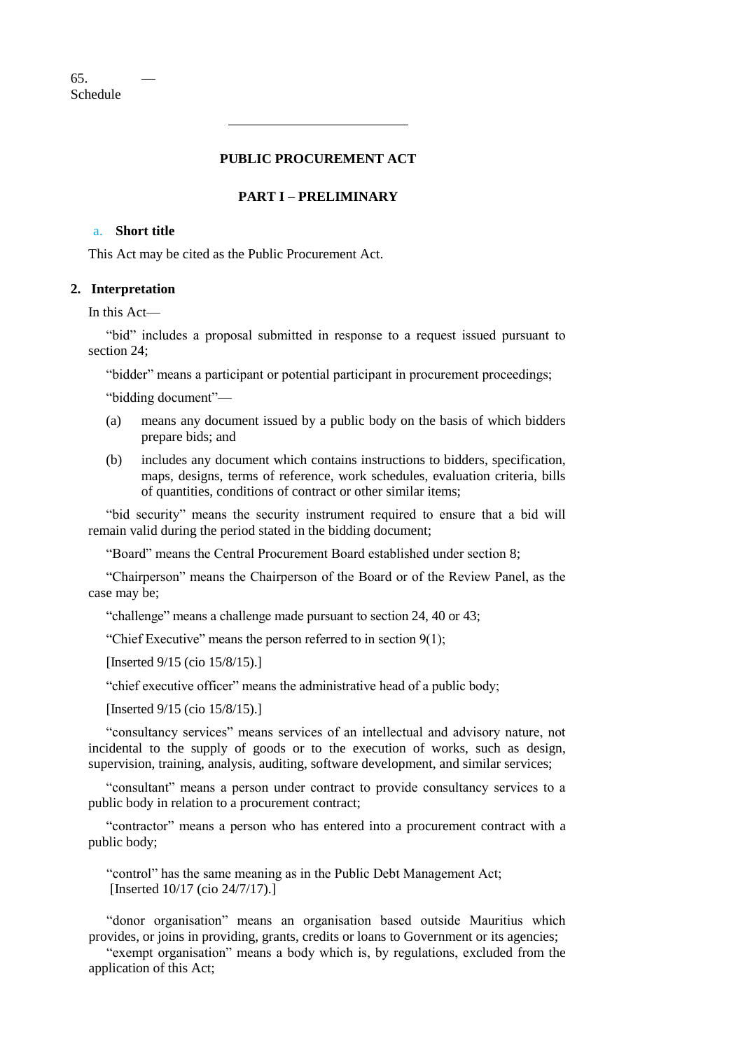65. —
Schedule

---

# PUBLIC PROCUREMENT ACT

## PART I – PRELIMINARY

### a. Short title

This Act may be cited as the Public Procurement Act.

### 2. Interpretation

In this Act—

"bid" includes a proposal submitted in response to a request issued pursuant to section 24;

"bidder" means a participant or potential participant in procurement proceedings;

"bidding document"—

- (a) means any document issued by a public body on the basis of which bidders prepare bids; and
- (b) includes any document which contains instructions to bidders, specification, maps, designs, terms of reference, work schedules, evaluation criteria, bills of quantities, conditions of contract or other similar items;

"bid security" means the security instrument required to ensure that a bid will remain valid during the period stated in the bidding document;

"Board" means the Central Procurement Board established under section 8;

"Chairperson" means the Chairperson of the Board or of the Review Panel, as the case may be;

"challenge" means a challenge made pursuant to section 24, 40 or 43;

"Chief Executive" means the person referred to in section 9(1);

[Inserted 9/15 (cio 15/8/15).]

"chief executive officer" means the administrative head of a public body;

[Inserted 9/15 (cio 15/8/15).]

"consultancy services" means services of an intellectual and advisory nature, not incidental to the supply of goods or to the execution of works, such as design, supervision, training, analysis, auditing, software development, and similar services;

"consultant" means a person under contract to provide consultancy services to a public body in relation to a procurement contract;

"contractor" means a person who has entered into a procurement contract with a public body;

"control" has the same meaning as in the Public Debt Management Act;
[Inserted 10/17 (cio 24/7/17).]

"donor organisation" means an organisation based outside Mauritius which provides, or joins in providing, grants, credits or loans to Government or its agencies;

"exempt organisation" means a body which is, by regulations, excluded from the application of this Act;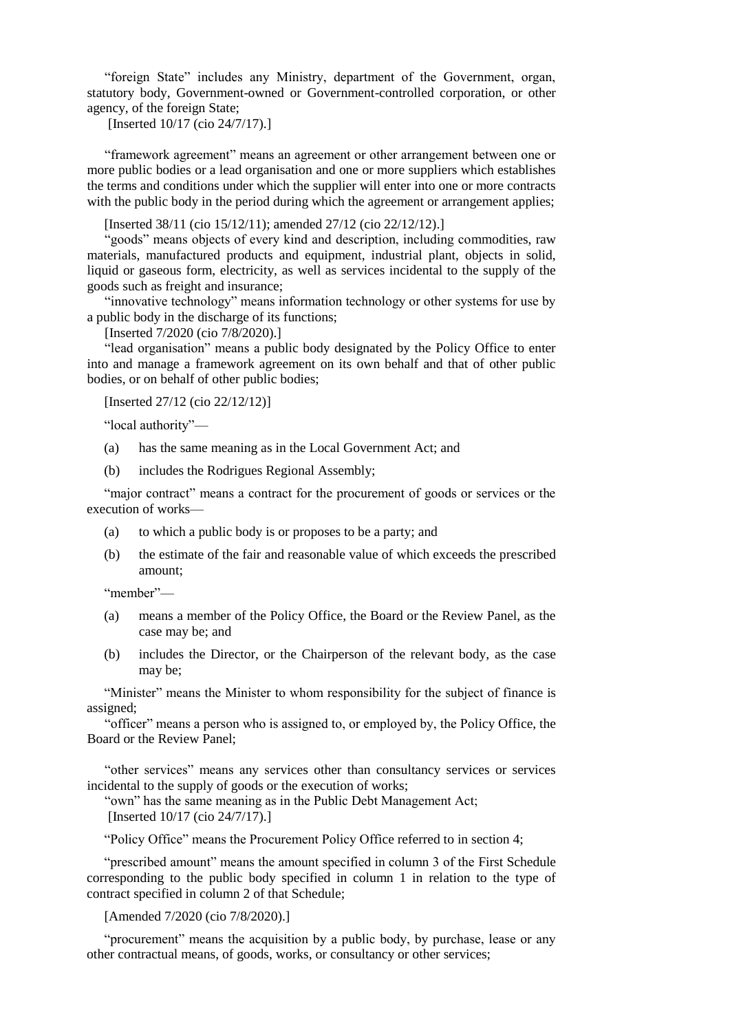"foreign State" includes any Ministry, department of the Government, organ, statutory body, Government-owned or Government-controlled corporation, or other agency, of the foreign State;

[Inserted 10/17 (cio 24/7/17).]

"framework agreement" means an agreement or other arrangement between one or more public bodies or a lead organisation and one or more suppliers which establishes the terms and conditions under which the supplier will enter into one or more contracts with the public body in the period during which the agreement or arrangement applies;

[Inserted 38/11 (cio 15/12/11); amended 27/12 (cio 22/12/12).]

"goods" means objects of every kind and description, including commodities, raw materials, manufactured products and equipment, industrial plant, objects in solid, liquid or gaseous form, electricity, as well as services incidental to the supply of the goods such as freight and insurance;

"innovative technology" means information technology or other systems for use by a public body in the discharge of its functions;

[Inserted 7/2020 (cio 7/8/2020).]

"lead organisation" means a public body designated by the Policy Office to enter into and manage a framework agreement on its own behalf and that of other public bodies, or on behalf of other public bodies;

[Inserted 27/12 (cio 22/12/12)]

"local authority"—

(a) has the same meaning as in the Local Government Act; and

(b) includes the Rodrigues Regional Assembly;

"major contract" means a contract for the procurement of goods or services or the execution of works—

(a) to which a public body is or proposes to be a party; and

(b) the estimate of the fair and reasonable value of which exceeds the prescribed amount;

"member"—

(a) means a member of the Policy Office, the Board or the Review Panel, as the case may be; and

(b) includes the Director, or the Chairperson of the relevant body, as the case may be;

"Minister" means the Minister to whom responsibility for the subject of finance is assigned;

"officer" means a person who is assigned to, or employed by, the Policy Office, the Board or the Review Panel;

"other services" means any services other than consultancy services or services incidental to the supply of goods or the execution of works;

"own" has the same meaning as in the Public Debt Management Act;

[Inserted 10/17 (cio 24/7/17).]

"Policy Office" means the Procurement Policy Office referred to in section 4;

"prescribed amount" means the amount specified in column 3 of the First Schedule corresponding to the public body specified in column 1 in relation to the type of contract specified in column 2 of that Schedule;

[Amended 7/2020 (cio 7/8/2020).]

"procurement" means the acquisition by a public body, by purchase, lease or any other contractual means, of goods, works, or consultancy or other services;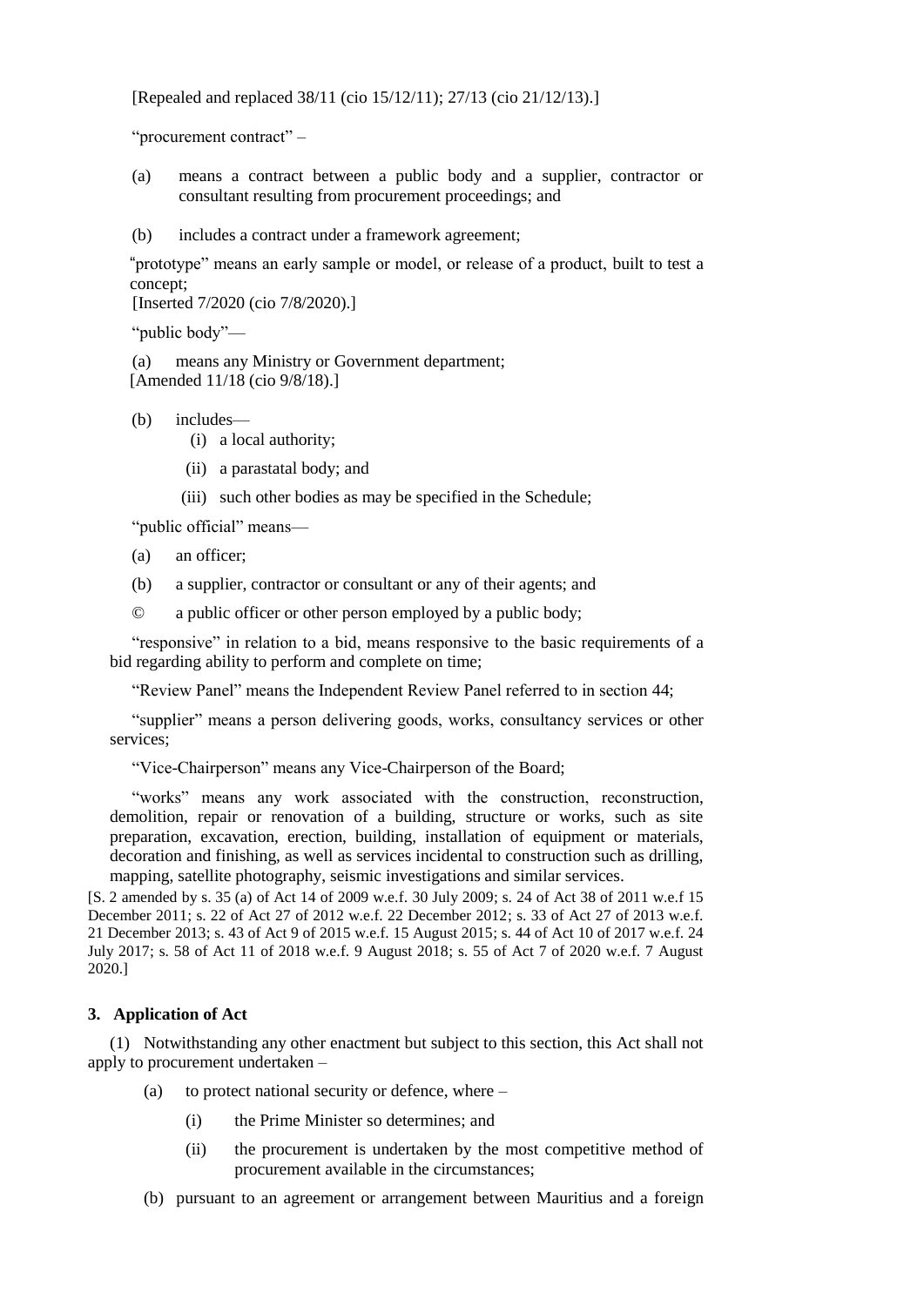[Repealed and replaced 38/11 (cio 15/12/11); 27/13 (cio 21/12/13).]

"procurement contract" –

(a) means a contract between a public body and a supplier, contractor or consultant resulting from procurement proceedings; and

(b) includes a contract under a framework agreement;

"prototype" means an early sample or model, or release of a product, built to test a concept;

[Inserted 7/2020 (cio 7/8/2020).]

"public body"—

(a) means any Ministry or Government department;

[Amended 11/18 (cio 9/8/18).]

(b) includes—

(i) a local authority;

(ii) a parastatal body; and

(iii) such other bodies as may be specified in the Schedule;

"public official" means—

(a) an officer;

(b) a supplier, contractor or consultant or any of their agents; and

© a public officer or other person employed by a public body;

"responsive" in relation to a bid, means responsive to the basic requirements of a bid regarding ability to perform and complete on time;

"Review Panel" means the Independent Review Panel referred to in section 44;

"supplier" means a person delivering goods, works, consultancy services or other services;

"Vice-Chairperson" means any Vice-Chairperson of the Board;

"works" means any work associated with the construction, reconstruction, demolition, repair or renovation of a building, structure or works, such as site preparation, excavation, erection, building, installation of equipment or materials, decoration and finishing, as well as services incidental to construction such as drilling, mapping, satellite photography, seismic investigations and similar services.

[S. 2 amended by s. 35 (a) of Act 14 of 2009 w.e.f. 30 July 2009; s. 24 of Act 38 of 2011 w.e.f 15 December 2011; s. 22 of Act 27 of 2012 w.e.f. 22 December 2012; s. 33 of Act 27 of 2013 w.e.f. 21 December 2013; s. 43 of Act 9 of 2015 w.e.f. 15 August 2015; s. 44 of Act 10 of 2017 w.e.f. 24 July 2017; s. 58 of Act 11 of 2018 w.e.f. 9 August 2018; s. 55 of Act 7 of 2020 w.e.f. 7 August 2020.]

## 3. Application of Act

(1) Notwithstanding any other enactment but subject to this section, this Act shall not apply to procurement undertaken –

(a) to protect national security or defence, where –

(i) the Prime Minister so determines; and

(ii) the procurement is undertaken by the most competitive method of procurement available in the circumstances;

(b) pursuant to an agreement or arrangement between Mauritius and a foreign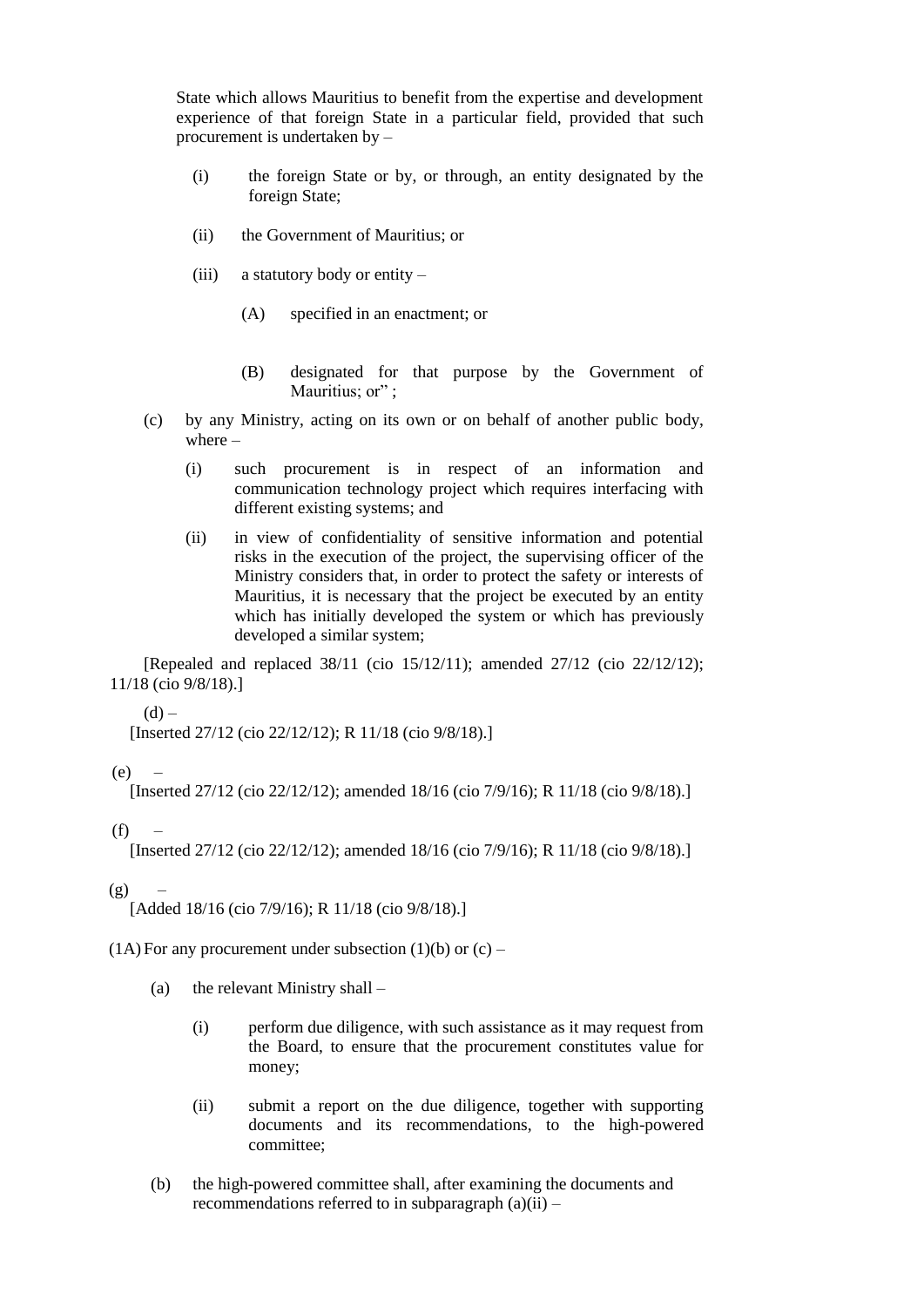State which allows Mauritius to benefit from the expertise and development experience of that foreign State in a particular field, provided that such procurement is undertaken by –

- (i) the foreign State or by, or through, an entity designated by the foreign State;
- (ii) the Government of Mauritius; or
- (iii) a statutory body or entity –
  - (A) specified in an enactment; or
  - (B) designated for that purpose by the Government of Mauritius; or" ;

(c) by any Ministry, acting on its own or on behalf of another public body, where –

- (i) such procurement is in respect of an information and communication technology project which requires interfacing with different existing systems; and
- (ii) in view of confidentiality of sensitive information and potential risks in the execution of the project, the supervising officer of the Ministry considers that, in order to protect the safety or interests of Mauritius, it is necessary that the project be executed by an entity which has initially developed the system or which has previously developed a similar system;

[Repealed and replaced 38/11 (cio 15/12/11); amended 27/12 (cio 22/12/12); 11/18 (cio 9/8/18).]

(d) –

[Inserted 27/12 (cio 22/12/12); R 11/18 (cio 9/8/18).]

(e) –

[Inserted 27/12 (cio 22/12/12); amended 18/16 (cio 7/9/16); R 11/18 (cio 9/8/18).]

(f) –

[Inserted 27/12 (cio 22/12/12); amended 18/16 (cio 7/9/16); R 11/18 (cio 9/8/18).]

(g) –

[Added 18/16 (cio 7/9/16); R 11/18 (cio 9/8/18).]

(1A) For any procurement under subsection (1)(b) or (c) –

(a) the relevant Ministry shall –

- (i) perform due diligence, with such assistance as it may request from the Board, to ensure that the procurement constitutes value for money;
- (ii) submit a report on the due diligence, together with supporting documents and its recommendations, to the high-powered committee;

(b) the high-powered committee shall, after examining the documents and recommendations referred to in subparagraph (a)(ii) –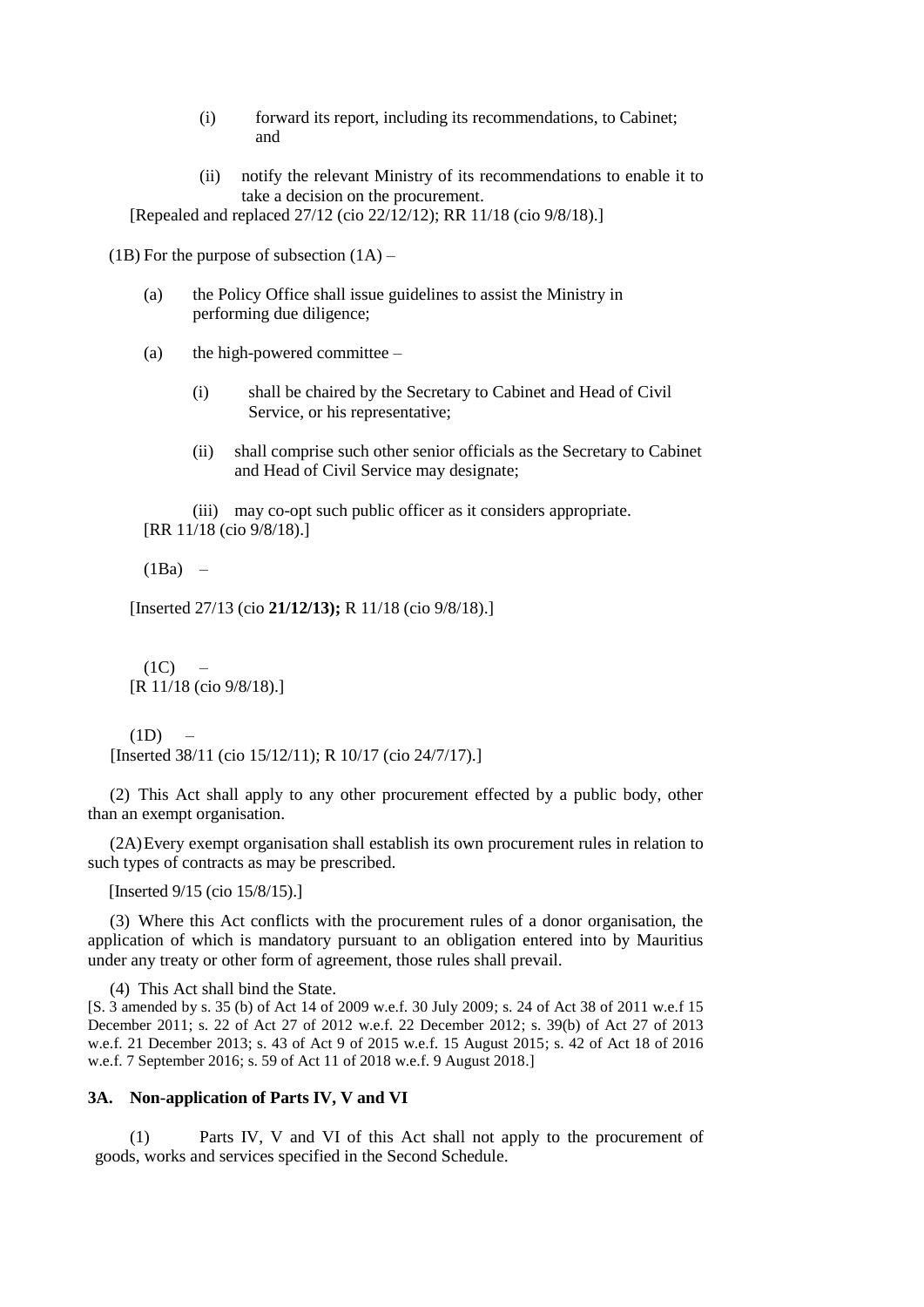(i) forward its report, including its recommendations, to Cabinet; and

(ii) notify the relevant Ministry of its recommendations to enable it to take a decision on the procurement.

[Repealed and replaced 27/12 (cio 22/12/12); RR 11/18 (cio 9/8/18).]

(1B) For the purpose of subsection (1A) –

(a) the Policy Office shall issue guidelines to assist the Ministry in performing due diligence;

(a) the high-powered committee –

(i) shall be chaired by the Secretary to Cabinet and Head of Civil Service, or his representative;

(ii) shall comprise such other senior officials as the Secretary to Cabinet and Head of Civil Service may designate;

(iii) may co-opt such public officer as it considers appropriate.

[RR 11/18 (cio 9/8/18).]

(1Ba) –

[Inserted 27/13 (cio **21/12/13);** R 11/18 (cio 9/8/18).]

(1C) –

[R 11/18 (cio 9/8/18).]

(1D) –

[Inserted 38/11 (cio 15/12/11); R 10/17 (cio 24/7/17).]

(2) This Act shall apply to any other procurement effected by a public body, other than an exempt organisation.

(2A) Every exempt organisation shall establish its own procurement rules in relation to such types of contracts as may be prescribed.

[Inserted 9/15 (cio 15/8/15).]

(3) Where this Act conflicts with the procurement rules of a donor organisation, the application of which is mandatory pursuant to an obligation entered into by Mauritius under any treaty or other form of agreement, those rules shall prevail.

(4) This Act shall bind the State.

[S. 3 amended by s. 35 (b) of Act 14 of 2009 w.e.f. 30 July 2009; s. 24 of Act 38 of 2011 w.e.f 15 December 2011; s. 22 of Act 27 of 2012 w.e.f. 22 December 2012; s. 39(b) of Act 27 of 2013 w.e.f. 21 December 2013; s. 43 of Act 9 of 2015 w.e.f. 15 August 2015; s. 42 of Act 18 of 2016 w.e.f. 7 September 2016; s. 59 of Act 11 of 2018 w.e.f. 9 August 2018.]

### 3A. Non-application of Parts IV, V and VI

(1) Parts IV, V and VI of this Act shall not apply to the procurement of goods, works and services specified in the Second Schedule.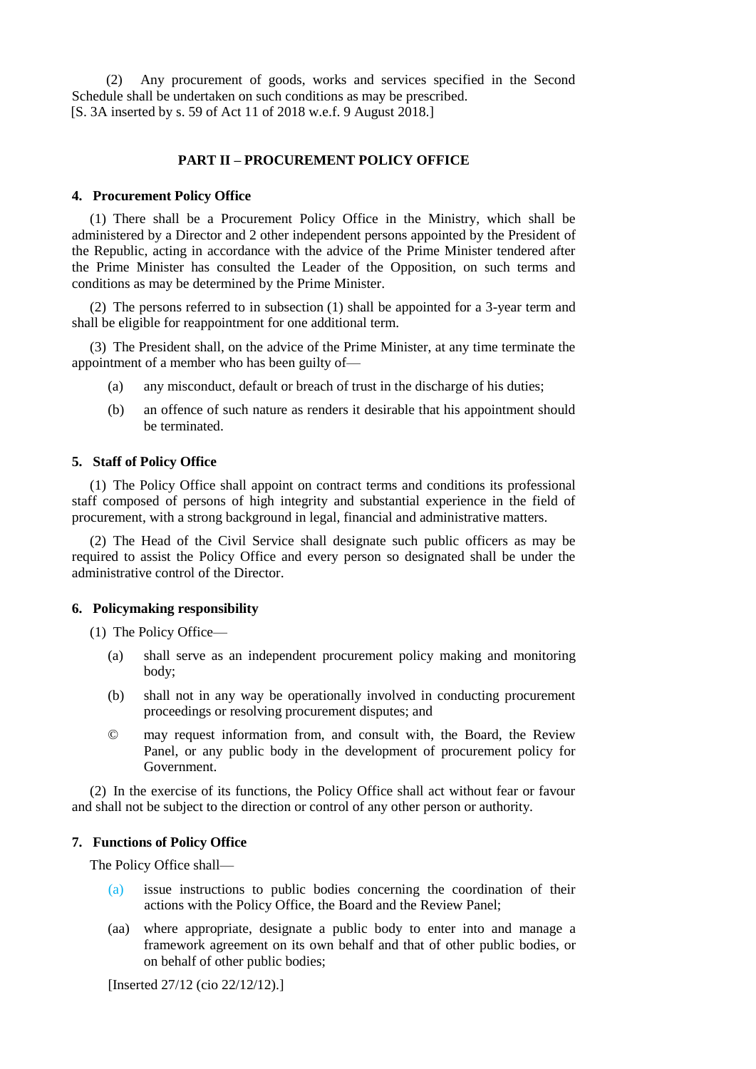(2) Any procurement of goods, works and services specified in the Second Schedule shall be undertaken on such conditions as may be prescribed.

[S. 3A inserted by s. 59 of Act 11 of 2018 w.e.f. 9 August 2018.]

## PART II – PROCUREMENT POLICY OFFICE

### 4. Procurement Policy Office

(1) There shall be a Procurement Policy Office in the Ministry, which shall be administered by a Director and 2 other independent persons appointed by the President of the Republic, acting in accordance with the advice of the Prime Minister tendered after the Prime Minister has consulted the Leader of the Opposition, on such terms and conditions as may be determined by the Prime Minister.

(2) The persons referred to in subsection (1) shall be appointed for a 3-year term and shall be eligible for reappointment for one additional term.

(3) The President shall, on the advice of the Prime Minister, at any time terminate the appointment of a member who has been guilty of—

(a) any misconduct, default or breach of trust in the discharge of his duties;

(b) an offence of such nature as renders it desirable that his appointment should be terminated.

### 5. Staff of Policy Office

(1) The Policy Office shall appoint on contract terms and conditions its professional staff composed of persons of high integrity and substantial experience in the field of procurement, with a strong background in legal, financial and administrative matters.

(2) The Head of the Civil Service shall designate such public officers as may be required to assist the Policy Office and every person so designated shall be under the administrative control of the Director.

### 6. Policymaking responsibility

(1) The Policy Office—

(a) shall serve as an independent procurement policy making and monitoring body;

(b) shall not in any way be operationally involved in conducting procurement proceedings or resolving procurement disputes; and

© may request information from, and consult with, the Board, the Review Panel, or any public body in the development of procurement policy for Government.

(2) In the exercise of its functions, the Policy Office shall act without fear or favour and shall not be subject to the direction or control of any other person or authority.

### 7. Functions of Policy Office

The Policy Office shall—

(a) issue instructions to public bodies concerning the coordination of their actions with the Policy Office, the Board and the Review Panel;

(aa) where appropriate, designate a public body to enter into and manage a framework agreement on its own behalf and that of other public bodies, or on behalf of other public bodies;

[Inserted 27/12 (cio 22/12/12).]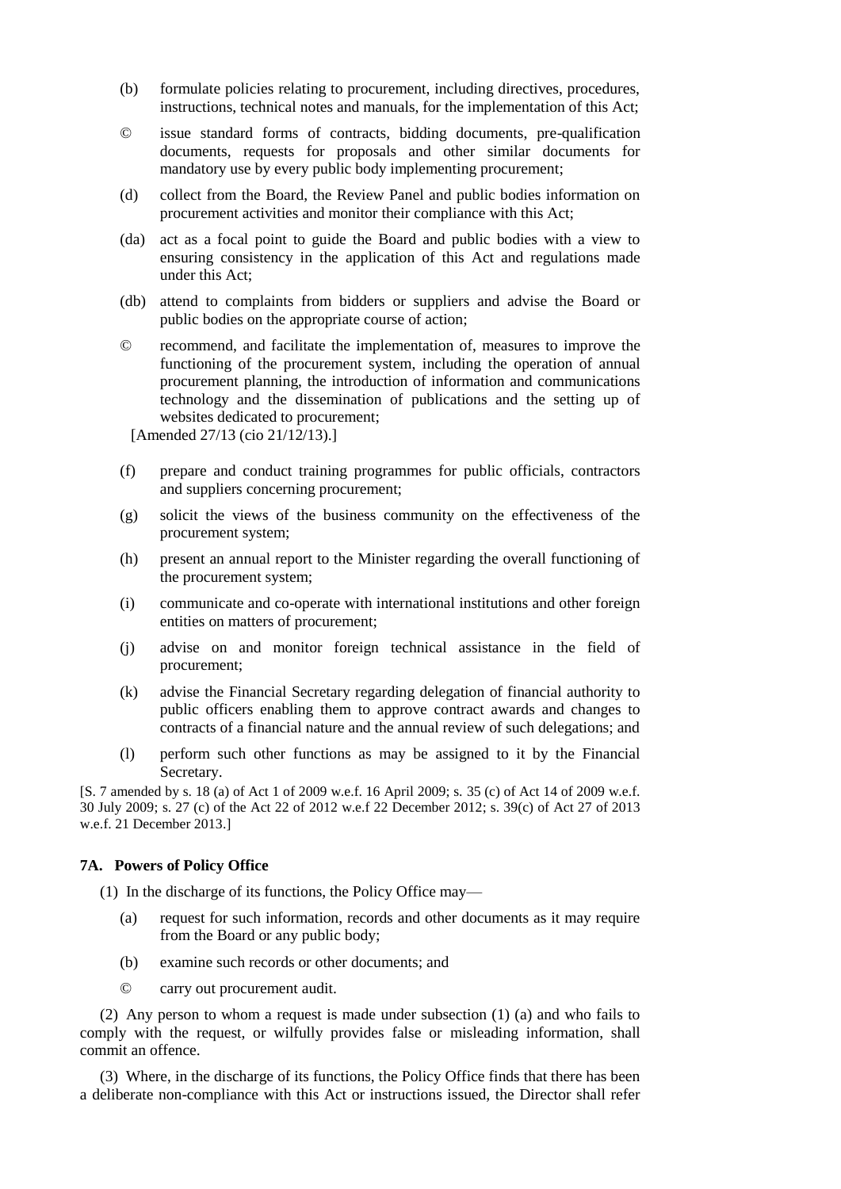(b) formulate policies relating to procurement, including directives, procedures, instructions, technical notes and manuals, for the implementation of this Act;

© issue standard forms of contracts, bidding documents, pre-qualification documents, requests for proposals and other similar documents for mandatory use by every public body implementing procurement;

(d) collect from the Board, the Review Panel and public bodies information on procurement activities and monitor their compliance with this Act;

(da) act as a focal point to guide the Board and public bodies with a view to ensuring consistency in the application of this Act and regulations made under this Act;

(db) attend to complaints from bidders or suppliers and advise the Board or public bodies on the appropriate course of action;

© recommend, and facilitate the implementation of, measures to improve the functioning of the procurement system, including the operation of annual procurement planning, the introduction of information and communications technology and the dissemination of publications and the setting up of websites dedicated to procurement;

[Amended 27/13 (cio 21/12/13).]

(f) prepare and conduct training programmes for public officials, contractors and suppliers concerning procurement;

(g) solicit the views of the business community on the effectiveness of the procurement system;

(h) present an annual report to the Minister regarding the overall functioning of the procurement system;

(i) communicate and co-operate with international institutions and other foreign entities on matters of procurement;

(j) advise on and monitor foreign technical assistance in the field of procurement;

(k) advise the Financial Secretary regarding delegation of financial authority to public officers enabling them to approve contract awards and changes to contracts of a financial nature and the annual review of such delegations; and

(l) perform such other functions as may be assigned to it by the Financial Secretary.

[S. 7 amended by s. 18 (a) of Act 1 of 2009 w.e.f. 16 April 2009; s. 35 (c) of Act 14 of 2009 w.e.f. 30 July 2009; s. 27 (c) of the Act 22 of 2012 w.e.f 22 December 2012; s. 39(c) of Act 27 of 2013 w.e.f. 21 December 2013.]

### 7A. Powers of Policy Office

(1) In the discharge of its functions, the Policy Office may—

(a) request for such information, records and other documents as it may require from the Board or any public body;

(b) examine such records or other documents; and

© carry out procurement audit.

(2) Any person to whom a request is made under subsection (1) (a) and who fails to comply with the request, or wilfully provides false or misleading information, shall commit an offence.

(3) Where, in the discharge of its functions, the Policy Office finds that there has been a deliberate non-compliance with this Act or instructions issued, the Director shall refer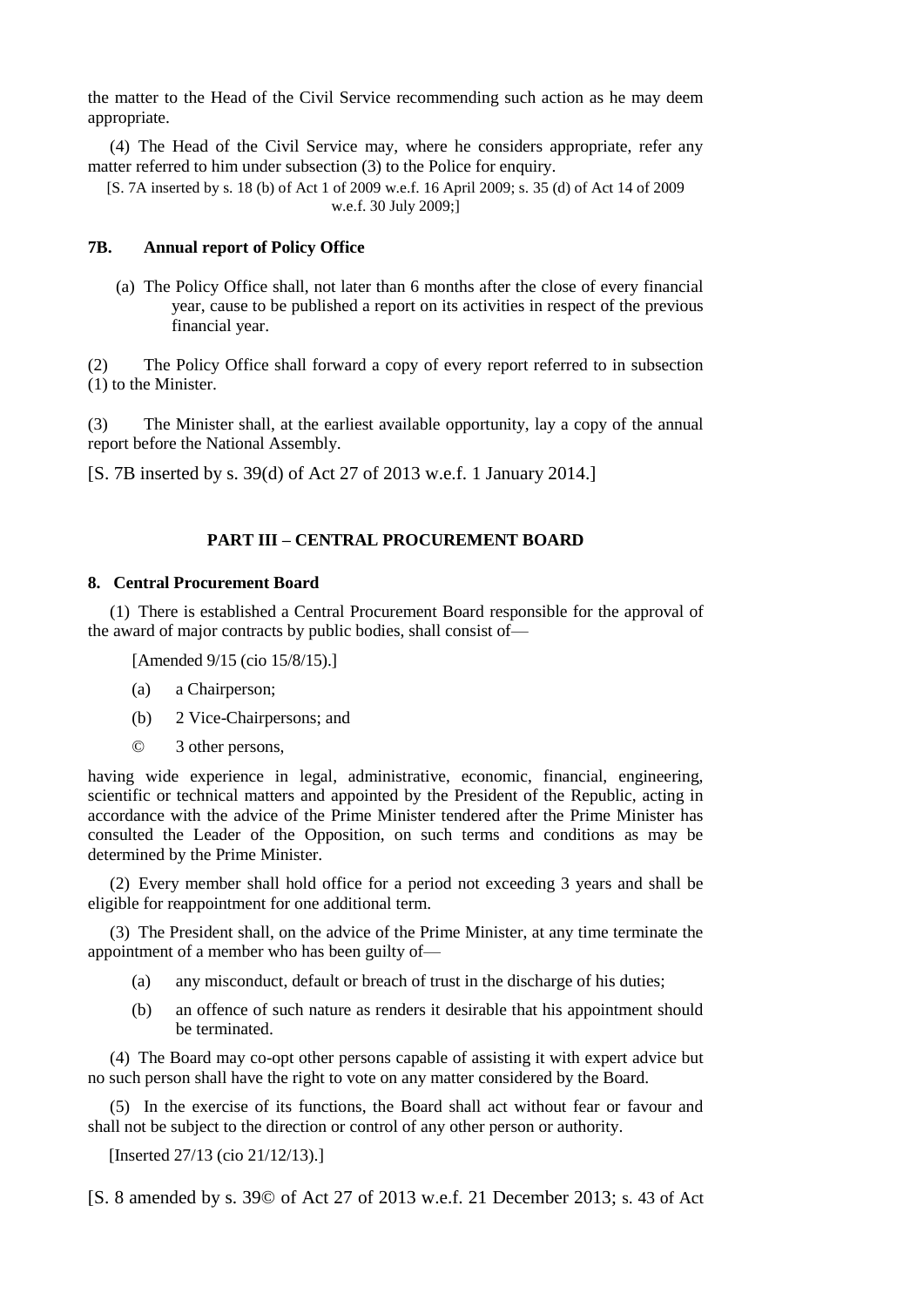the matter to the Head of the Civil Service recommending such action as he may deem appropriate.

(4) The Head of the Civil Service may, where he considers appropriate, refer any matter referred to him under subsection (3) to the Police for enquiry.

[S. 7A inserted by s. 18 (b) of Act 1 of 2009 w.e.f. 16 April 2009; s. 35 (d) of Act 14 of 2009 w.e.f. 30 July 2009;]

#### 7B. Annual report of Policy Office

(a) The Policy Office shall, not later than 6 months after the close of every financial year, cause to be published a report on its activities in respect of the previous financial year.

(2) The Policy Office shall forward a copy of every report referred to in subsection (1) to the Minister.

(3) The Minister shall, at the earliest available opportunity, lay a copy of the annual report before the National Assembly.

[S. 7B inserted by s. 39(d) of Act 27 of 2013 w.e.f. 1 January 2014.]

## PART III – CENTRAL PROCUREMENT BOARD

#### 8. Central Procurement Board

(1) There is established a Central Procurement Board responsible for the approval of the award of major contracts by public bodies, shall consist of—

[Amended 9/15 (cio 15/8/15).]

(a) a Chairperson;

(b) 2 Vice-Chairpersons; and

© 3 other persons,

having wide experience in legal, administrative, economic, financial, engineering, scientific or technical matters and appointed by the President of the Republic, acting in accordance with the advice of the Prime Minister tendered after the Prime Minister has consulted the Leader of the Opposition, on such terms and conditions as may be determined by the Prime Minister.

(2) Every member shall hold office for a period not exceeding 3 years and shall be eligible for reappointment for one additional term.

(3) The President shall, on the advice of the Prime Minister, at any time terminate the appointment of a member who has been guilty of—

(a) any misconduct, default or breach of trust in the discharge of his duties;

(b) an offence of such nature as renders it desirable that his appointment should be terminated.

(4) The Board may co-opt other persons capable of assisting it with expert advice but no such person shall have the right to vote on any matter considered by the Board.

(5) In the exercise of its functions, the Board shall act without fear or favour and shall not be subject to the direction or control of any other person or authority.

[Inserted 27/13 (cio 21/12/13).]

[S. 8 amended by s. 39© of Act 27 of 2013 w.e.f. 21 December 2013; s. 43 of Act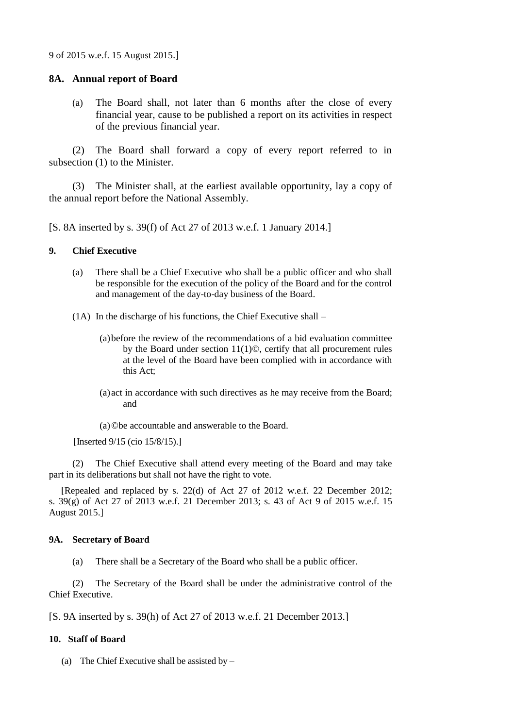9 of 2015 w.e.f. 15 August 2015.]

### 8A. Annual report of Board

(a) The Board shall, not later than 6 months after the close of every financial year, cause to be published a report on its activities in respect of the previous financial year.

(2) The Board shall forward a copy of every report referred to in subsection (1) to the Minister.

(3) The Minister shall, at the earliest available opportunity, lay a copy of the annual report before the National Assembly.

[S. 8A inserted by s. 39(f) of Act 27 of 2013 w.e.f. 1 January 2014.]

### 9. Chief Executive

(a) There shall be a Chief Executive who shall be a public officer and who shall be responsible for the execution of the policy of the Board and for the control and management of the day-to-day business of the Board.

(1A) In the discharge of his functions, the Chief Executive shall –

(a) before the review of the recommendations of a bid evaluation committee by the Board under section 11(1)©, certify that all procurement rules at the level of the Board have been complied with in accordance with this Act;

(a) act in accordance with such directives as he may receive from the Board; and

(a) ©be accountable and answerable to the Board.

[Inserted 9/15 (cio 15/8/15).]

(2) The Chief Executive shall attend every meeting of the Board and may take part in its deliberations but shall not have the right to vote.

[Repealed and replaced by s. 22(d) of Act 27 of 2012 w.e.f. 22 December 2012; s. 39(g) of Act 27 of 2013 w.e.f. 21 December 2013; s. 43 of Act 9 of 2015 w.e.f. 15 August 2015.]

### 9A. Secretary of Board

(a) There shall be a Secretary of the Board who shall be a public officer.

(2) The Secretary of the Board shall be under the administrative control of the Chief Executive.

[S. 9A inserted by s. 39(h) of Act 27 of 2013 w.e.f. 21 December 2013.]

### 10. Staff of Board

(a) The Chief Executive shall be assisted by –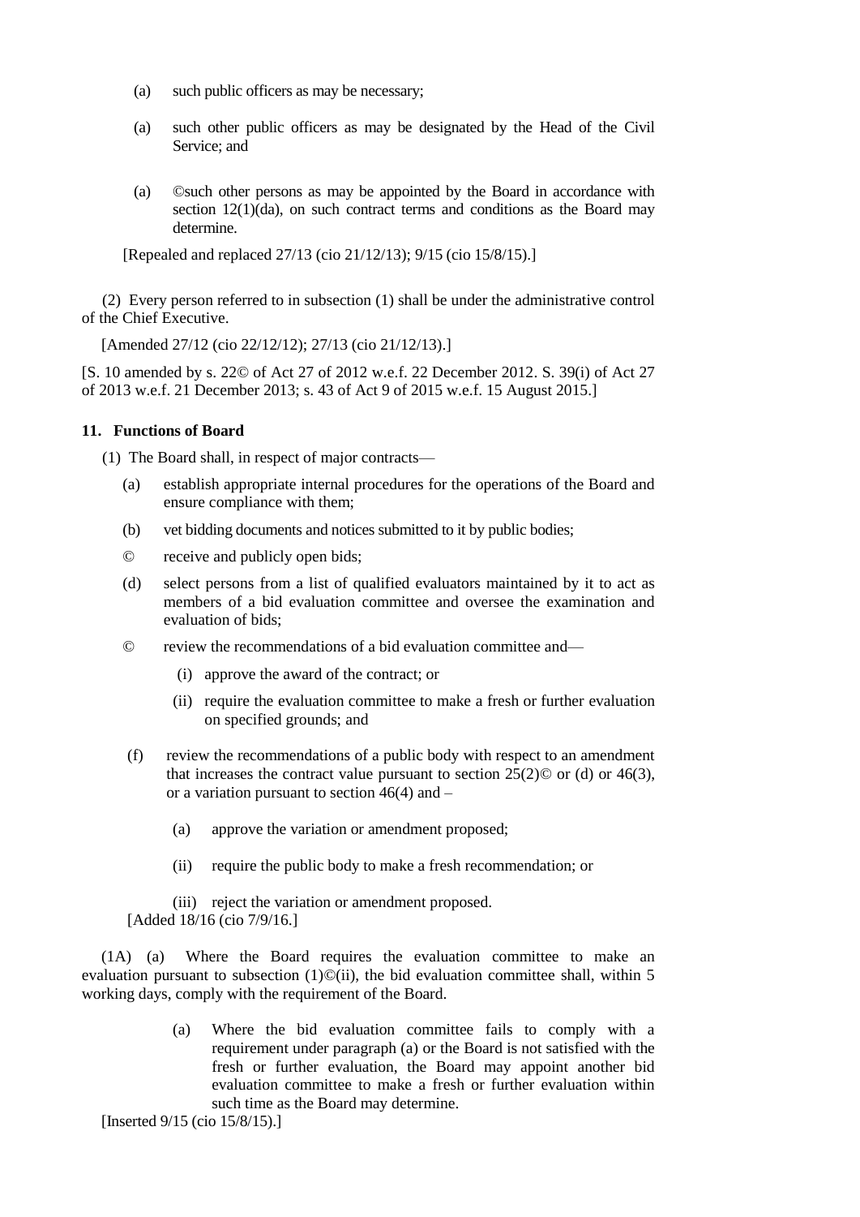(a) such public officers as may be necessary;

(a) such other public officers as may be designated by the Head of the Civil Service; and

(a) ©such other persons as may be appointed by the Board in accordance with section 12(1)(da), on such contract terms and conditions as the Board may determine.

[Repealed and replaced 27/13 (cio 21/12/13); 9/15 (cio 15/8/15).]

(2) Every person referred to in subsection (1) shall be under the administrative control of the Chief Executive.

[Amended 27/12 (cio 22/12/12); 27/13 (cio 21/12/13).]

[S. 10 amended by s. 22© of Act 27 of 2012 w.e.f. 22 December 2012. S. 39(i) of Act 27 of 2013 w.e.f. 21 December 2013; s. 43 of Act 9 of 2015 w.e.f. 15 August 2015.]

**11. Functions of Board**

(1) The Board shall, in respect of major contracts—

(a) establish appropriate internal procedures for the operations of the Board and ensure compliance with them;

(b) vet bidding documents and notices submitted to it by public bodies;

© receive and publicly open bids;

(d) select persons from a list of qualified evaluators maintained by it to act as members of a bid evaluation committee and oversee the examination and evaluation of bids;

© review the recommendations of a bid evaluation committee and—

(i) approve the award of the contract; or

(ii) require the evaluation committee to make a fresh or further evaluation on specified grounds; and

(f) review the recommendations of a public body with respect to an amendment that increases the contract value pursuant to section 25(2)© or (d) or 46(3), or a variation pursuant to section 46(4) and –

(a) approve the variation or amendment proposed;

(ii) require the public body to make a fresh recommendation; or

(iii) reject the variation or amendment proposed.

[Added 18/16 (cio 7/9/16.]

(1A) (a) Where the Board requires the evaluation committee to make an evaluation pursuant to subsection (1)©(ii), the bid evaluation committee shall, within 5 working days, comply with the requirement of the Board.

(a) Where the bid evaluation committee fails to comply with a requirement under paragraph (a) or the Board is not satisfied with the fresh or further evaluation, the Board may appoint another bid evaluation committee to make a fresh or further evaluation within such time as the Board may determine.

[Inserted 9/15 (cio 15/8/15).]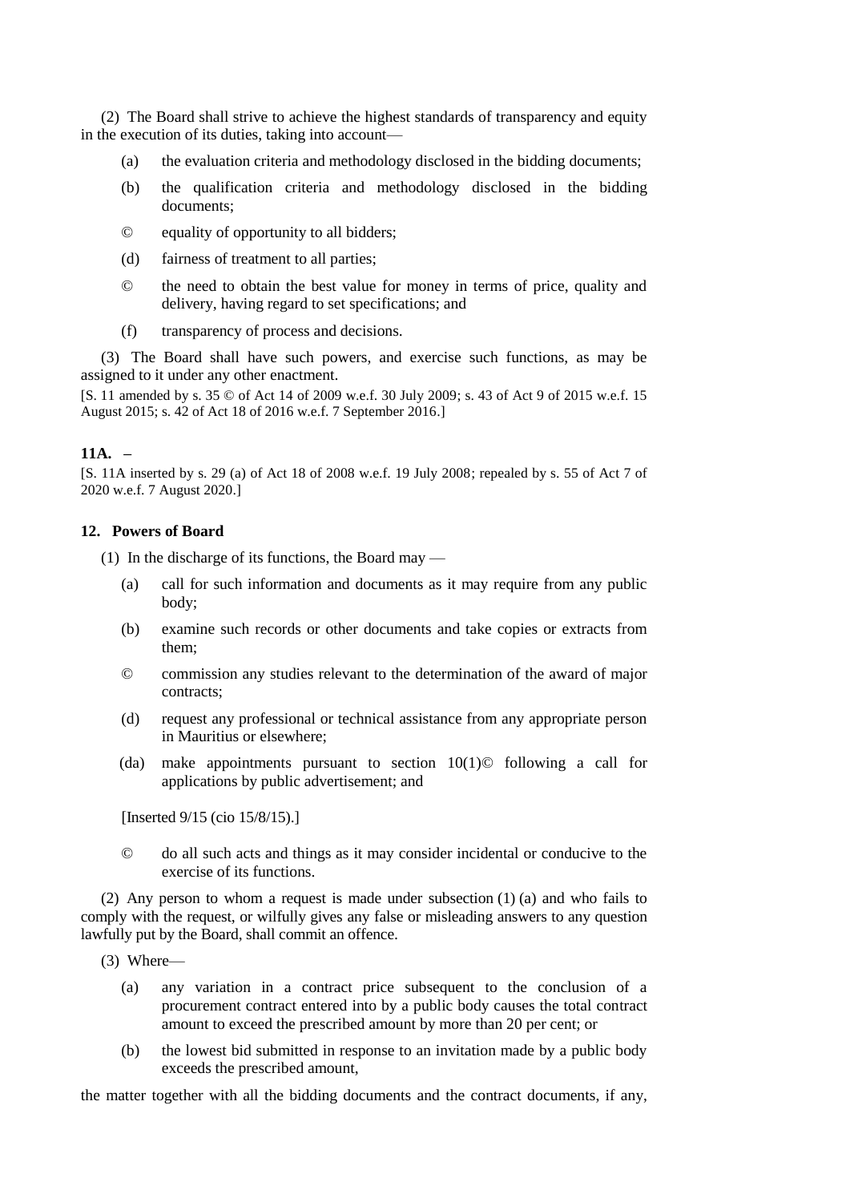(2) The Board shall strive to achieve the highest standards of transparency and equity in the execution of its duties, taking into account—

- (a) the evaluation criteria and methodology disclosed in the bidding documents;
- (b) the qualification criteria and methodology disclosed in the bidding documents;
- © equality of opportunity to all bidders;
- (d) fairness of treatment to all parties;
- © the need to obtain the best value for money in terms of price, quality and delivery, having regard to set specifications; and
- (f) transparency of process and decisions.

(3) The Board shall have such powers, and exercise such functions, as may be assigned to it under any other enactment.

[S. 11 amended by s. 35 © of Act 14 of 2009 w.e.f. 30 July 2009; s. 43 of Act 9 of 2015 w.e.f. 15 August 2015; s. 42 of Act 18 of 2016 w.e.f. 7 September 2016.]

**11A. –**

[S. 11A inserted by s. 29 (a) of Act 18 of 2008 w.e.f. 19 July 2008; repealed by s. 55 of Act 7 of 2020 w.e.f. 7 August 2020.]

**12. Powers of Board**

(1) In the discharge of its functions, the Board may —

- (a) call for such information and documents as it may require from any public body;
- (b) examine such records or other documents and take copies or extracts from them;
- © commission any studies relevant to the determination of the award of major contracts;
- (d) request any professional or technical assistance from any appropriate person in Mauritius or elsewhere;
- (da) make appointments pursuant to section 10(1)© following a call for applications by public advertisement; and

[Inserted 9/15 (cio 15/8/15).]

- © do all such acts and things as it may consider incidental or conducive to the exercise of its functions.

(2) Any person to whom a request is made under subsection (1) (a) and who fails to comply with the request, or wilfully gives any false or misleading answers to any question lawfully put by the Board, shall commit an offence.

(3) Where—

- (a) any variation in a contract price subsequent to the conclusion of a procurement contract entered into by a public body causes the total contract amount to exceed the prescribed amount by more than 20 per cent; or
- (b) the lowest bid submitted in response to an invitation made by a public body exceeds the prescribed amount,

the matter together with all the bidding documents and the contract documents, if any,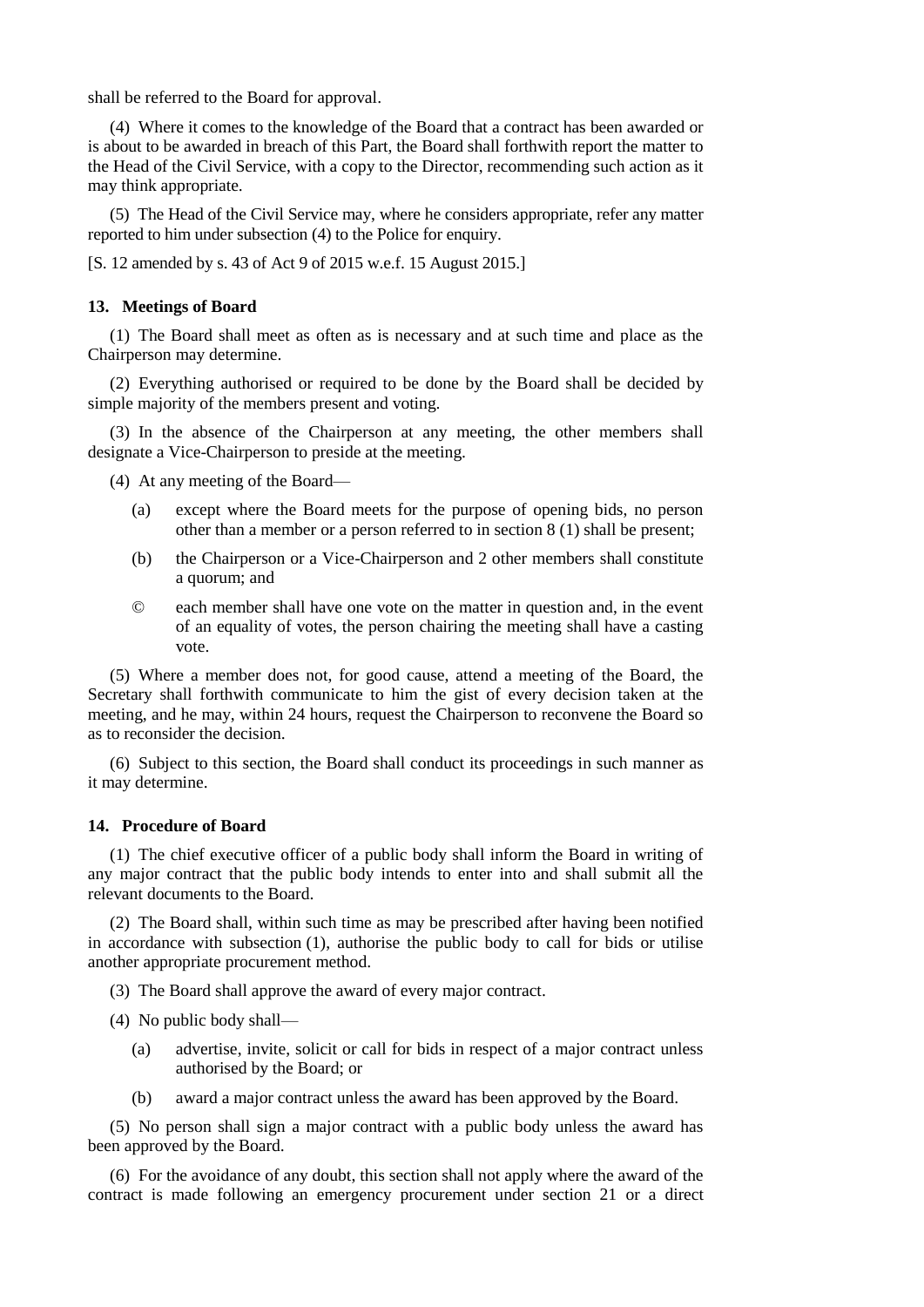shall be referred to the Board for approval.

(4) Where it comes to the knowledge of the Board that a contract has been awarded or is about to be awarded in breach of this Part, the Board shall forthwith report the matter to the Head of the Civil Service, with a copy to the Director, recommending such action as it may think appropriate.

(5) The Head of the Civil Service may, where he considers appropriate, refer any matter reported to him under subsection (4) to the Police for enquiry.

[S. 12 amended by s. 43 of Act 9 of 2015 w.e.f. 15 August 2015.]

**13. Meetings of Board**

(1) The Board shall meet as often as is necessary and at such time and place as the Chairperson may determine.

(2) Everything authorised or required to be done by the Board shall be decided by simple majority of the members present and voting.

(3) In the absence of the Chairperson at any meeting, the other members shall designate a Vice-Chairperson to preside at the meeting.

(4) At any meeting of the Board—

(a) except where the Board meets for the purpose of opening bids, no person other than a member or a person referred to in section 8 (1) shall be present;

(b) the Chairperson or a Vice-Chairperson and 2 other members shall constitute a quorum; and

© each member shall have one vote on the matter in question and, in the event of an equality of votes, the person chairing the meeting shall have a casting vote.

(5) Where a member does not, for good cause, attend a meeting of the Board, the Secretary shall forthwith communicate to him the gist of every decision taken at the meeting, and he may, within 24 hours, request the Chairperson to reconvene the Board so as to reconsider the decision.

(6) Subject to this section, the Board shall conduct its proceedings in such manner as it may determine.

**14. Procedure of Board**

(1) The chief executive officer of a public body shall inform the Board in writing of any major contract that the public body intends to enter into and shall submit all the relevant documents to the Board.

(2) The Board shall, within such time as may be prescribed after having been notified in accordance with subsection (1), authorise the public body to call for bids or utilise another appropriate procurement method.

(3) The Board shall approve the award of every major contract.

(4) No public body shall—

(a) advertise, invite, solicit or call for bids in respect of a major contract unless authorised by the Board; or

(b) award a major contract unless the award has been approved by the Board.

(5) No person shall sign a major contract with a public body unless the award has been approved by the Board.

(6) For the avoidance of any doubt, this section shall not apply where the award of the contract is made following an emergency procurement under section 21 or a direct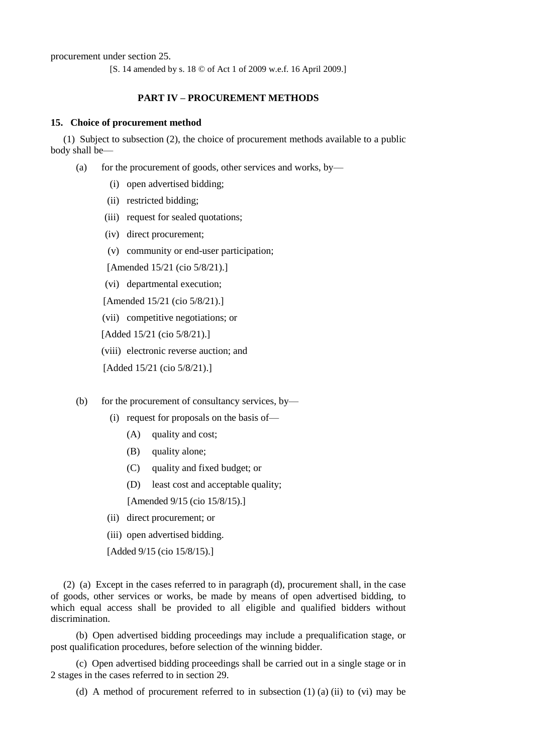procurement under section 25.

[S. 14 amended by s. 18 © of Act 1 of 2009 w.e.f. 16 April 2009.]

## PART IV – PROCUREMENT METHODS

### 15. Choice of procurement method

(1) Subject to subsection (2), the choice of procurement methods available to a public body shall be—

- (a) for the procurement of goods, other services and works, by—
  - (i) open advertised bidding;
  - (ii) restricted bidding;
  - (iii) request for sealed quotations;
  - (iv) direct procurement;
  - (v) community or end-user participation;

    [Amended 15/21 (cio 5/8/21).]
  - (vi) departmental execution;

    [Amended 15/21 (cio 5/8/21).]
  - (vii) competitive negotiations; or

    [Added 15/21 (cio 5/8/21).]
  - (viii) electronic reverse auction; and

    [Added 15/21 (cio 5/8/21).]

- (b) for the procurement of consultancy services, by—
  - (i) request for proposals on the basis of—
    - (A) quality and cost;
    - (B) quality alone;
    - (C) quality and fixed budget; or
    - (D) least cost and acceptable quality;

    [Amended 9/15 (cio 15/8/15).]
  - (ii) direct procurement; or
  - (iii) open advertised bidding.

  [Added 9/15 (cio 15/8/15).]

(2) (a) Except in the cases referred to in paragraph (d), procurement shall, in the case of goods, other services or works, be made by means of open advertised bidding, to which equal access shall be provided to all eligible and qualified bidders without discrimination.

(b) Open advertised bidding proceedings may include a prequalification stage, or post qualification procedures, before selection of the winning bidder.

(c) Open advertised bidding proceedings shall be carried out in a single stage or in 2 stages in the cases referred to in section 29.

(d) A method of procurement referred to in subsection (1) (a) (ii) to (vi) may be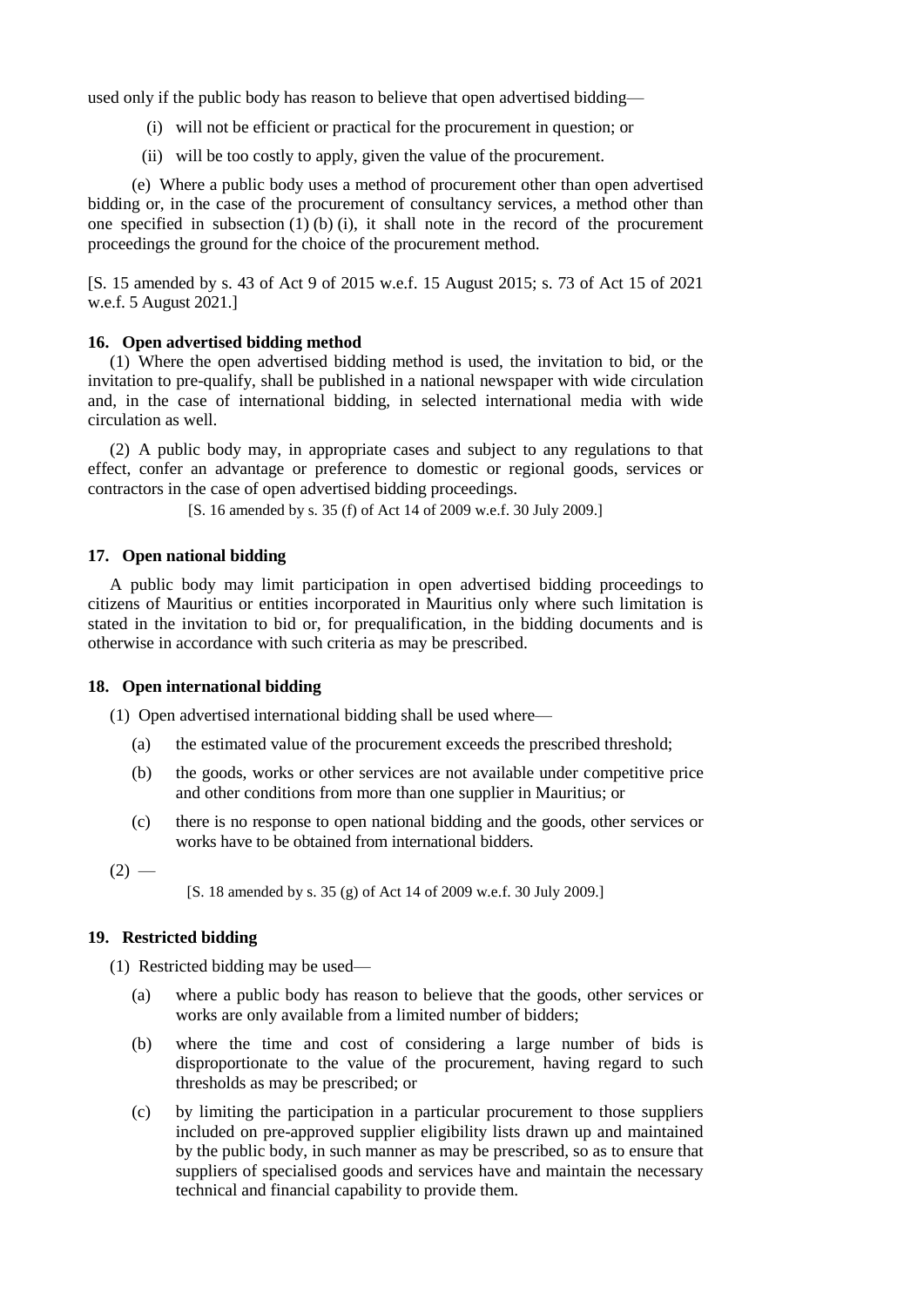used only if the public body has reason to believe that open advertised bidding—

(i) will not be efficient or practical for the procurement in question; or

(ii) will be too costly to apply, given the value of the procurement.

(e) Where a public body uses a method of procurement other than open advertised bidding or, in the case of the procurement of consultancy services, a method other than one specified in subsection (1) (b) (i), it shall note in the record of the procurement proceedings the ground for the choice of the procurement method.

[S. 15 amended by s. 43 of Act 9 of 2015 w.e.f. 15 August 2015; s. 73 of Act 15 of 2021 w.e.f. 5 August 2021.]

**16. Open advertised bidding method**

(1) Where the open advertised bidding method is used, the invitation to bid, or the invitation to pre-qualify, shall be published in a national newspaper with wide circulation and, in the case of international bidding, in selected international media with wide circulation as well.

(2) A public body may, in appropriate cases and subject to any regulations to that effect, confer an advantage or preference to domestic or regional goods, services or contractors in the case of open advertised bidding proceedings.

[S. 16 amended by s. 35 (f) of Act 14 of 2009 w.e.f. 30 July 2009.]

**17. Open national bidding**

A public body may limit participation in open advertised bidding proceedings to citizens of Mauritius or entities incorporated in Mauritius only where such limitation is stated in the invitation to bid or, for prequalification, in the bidding documents and is otherwise in accordance with such criteria as may be prescribed.

**18. Open international bidding**

(1) Open advertised international bidding shall be used where—

(a) the estimated value of the procurement exceeds the prescribed threshold;

(b) the goods, works or other services are not available under competitive price and other conditions from more than one supplier in Mauritius; or

(c) there is no response to open national bidding and the goods, other services or works have to be obtained from international bidders.

(2) —

[S. 18 amended by s. 35 (g) of Act 14 of 2009 w.e.f. 30 July 2009.]

**19. Restricted bidding**

(1) Restricted bidding may be used—

(a) where a public body has reason to believe that the goods, other services or works are only available from a limited number of bidders;

(b) where the time and cost of considering a large number of bids is disproportionate to the value of the procurement, having regard to such thresholds as may be prescribed; or

(c) by limiting the participation in a particular procurement to those suppliers included on pre-approved supplier eligibility lists drawn up and maintained by the public body, in such manner as may be prescribed, so as to ensure that suppliers of specialised goods and services have and maintain the necessary technical and financial capability to provide them.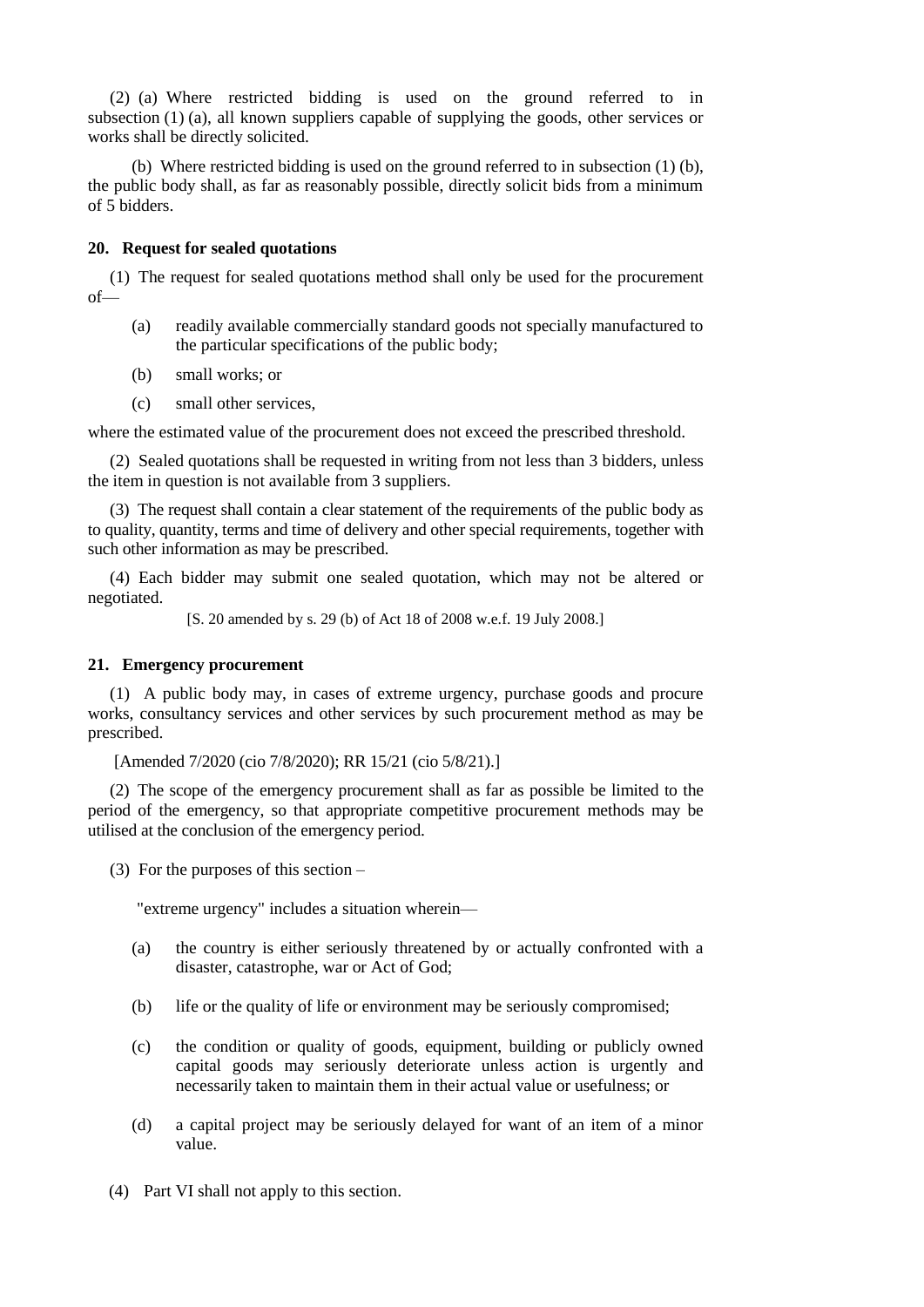(2) (a) Where restricted bidding is used on the ground referred to in subsection (1) (a), all known suppliers capable of supplying the goods, other services or works shall be directly solicited.

(b) Where restricted bidding is used on the ground referred to in subsection (1) (b), the public body shall, as far as reasonably possible, directly solicit bids from a minimum of 5 bidders.

### 20. Request for sealed quotations

(1) The request for sealed quotations method shall only be used for the procurement of—

- (a) readily available commercially standard goods not specially manufactured to the particular specifications of the public body;
- (b) small works; or
- (c) small other services,

where the estimated value of the procurement does not exceed the prescribed threshold.

(2) Sealed quotations shall be requested in writing from not less than 3 bidders, unless the item in question is not available from 3 suppliers.

(3) The request shall contain a clear statement of the requirements of the public body as to quality, quantity, terms and time of delivery and other special requirements, together with such other information as may be prescribed.

(4) Each bidder may submit one sealed quotation, which may not be altered or negotiated.

[S. 20 amended by s. 29 (b) of Act 18 of 2008 w.e.f. 19 July 2008.]

### 21. Emergency procurement

(1) A public body may, in cases of extreme urgency, purchase goods and procure works, consultancy services and other services by such procurement method as may be prescribed.

[Amended 7/2020 (cio 7/8/2020); RR 15/21 (cio 5/8/21).]

(2) The scope of the emergency procurement shall as far as possible be limited to the period of the emergency, so that appropriate competitive procurement methods may be utilised at the conclusion of the emergency period.

(3) For the purposes of this section –

"extreme urgency" includes a situation wherein—

- (a) the country is either seriously threatened by or actually confronted with a disaster, catastrophe, war or Act of God;
- (b) life or the quality of life or environment may be seriously compromised;
- (c) the condition or quality of goods, equipment, building or publicly owned capital goods may seriously deteriorate unless action is urgently and necessarily taken to maintain them in their actual value or usefulness; or
- (d) a capital project may be seriously delayed for want of an item of a minor value.

(4) Part VI shall not apply to this section.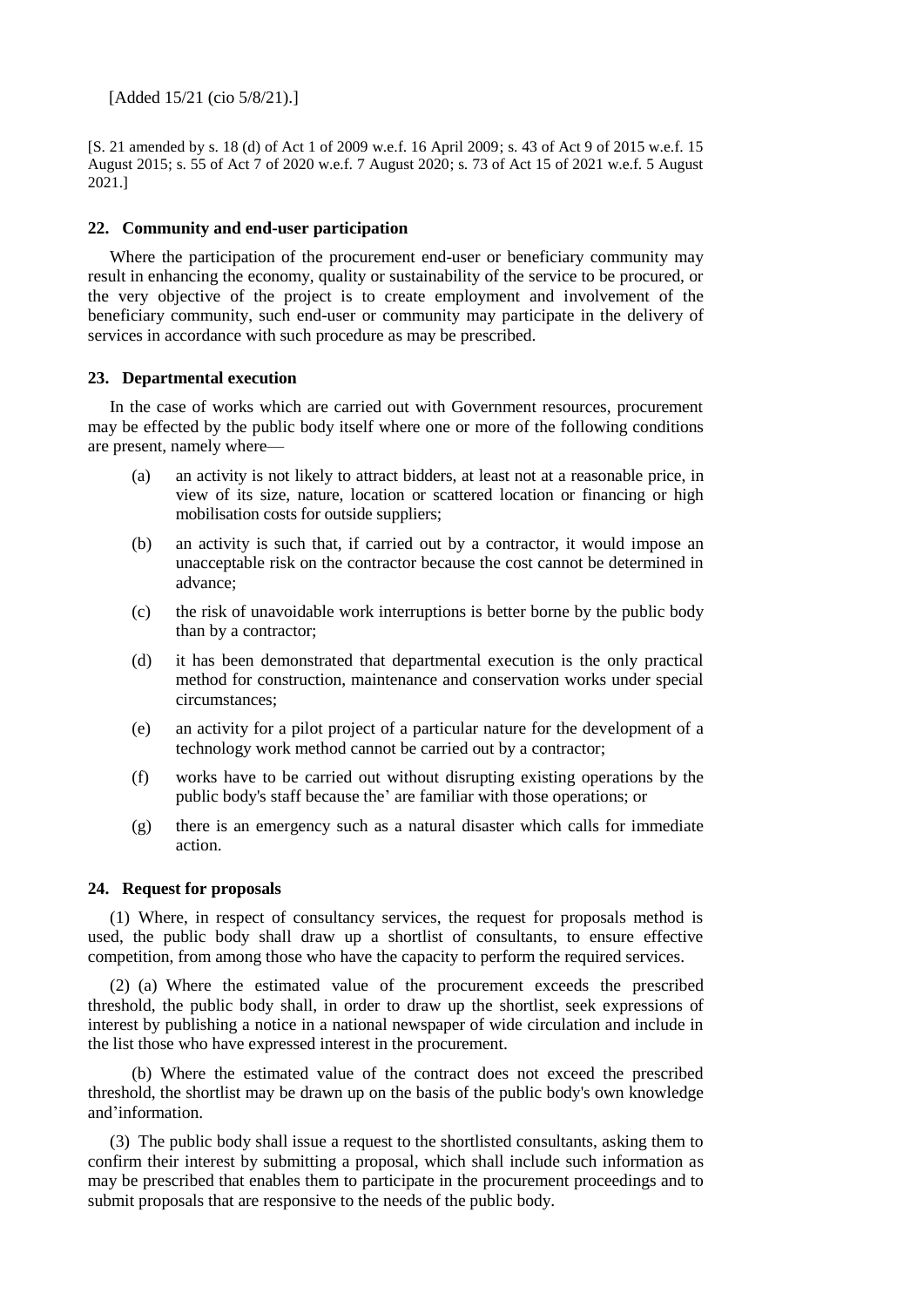[Added 15/21 (cio 5/8/21).]

[S. 21 amended by s. 18 (d) of Act 1 of 2009 w.e.f. 16 April 2009; s. 43 of Act 9 of 2015 w.e.f. 15 August 2015; s. 55 of Act 7 of 2020 w.e.f. 7 August 2020; s. 73 of Act 15 of 2021 w.e.f. 5 August 2021.]

### 22. Community and end-user participation

Where the participation of the procurement end-user or beneficiary community may result in enhancing the economy, quality or sustainability of the service to be procured, or the very objective of the project is to create employment and involvement of the beneficiary community, such end-user or community may participate in the delivery of services in accordance with such procedure as may be prescribed.

### 23. Departmental execution

In the case of works which are carried out with Government resources, procurement may be effected by the public body itself where one or more of the following conditions are present, namely where—

(a) an activity is not likely to attract bidders, at least not at a reasonable price, in view of its size, nature, location or scattered location or financing or high mobilisation costs for outside suppliers;

(b) an activity is such that, if carried out by a contractor, it would impose an unacceptable risk on the contractor because the cost cannot be determined in advance;

(c) the risk of unavoidable work interruptions is better borne by the public body than by a contractor;

(d) it has been demonstrated that departmental execution is the only practical method for construction, maintenance and conservation works under special circumstances;

(e) an activity for a pilot project of a particular nature for the development of a technology work method cannot be carried out by a contractor;

(f) works have to be carried out without disrupting existing operations by the public body's staff because the' are familiar with those operations; or

(g) there is an emergency such as a natural disaster which calls for immediate action.

### 24. Request for proposals

(1) Where, in respect of consultancy services, the request for proposals method is used, the public body shall draw up a shortlist of consultants, to ensure effective competition, from among those who have the capacity to perform the required services.

(2) (a) Where the estimated value of the procurement exceeds the prescribed threshold, the public body shall, in order to draw up the shortlist, seek expressions of interest by publishing a notice in a national newspaper of wide circulation and include in the list those who have expressed interest in the procurement.

(b) Where the estimated value of the contract does not exceed the prescribed threshold, the shortlist may be drawn up on the basis of the public body's own knowledge and'information.

(3) The public body shall issue a request to the shortlisted consultants, asking them to confirm their interest by submitting a proposal, which shall include such information as may be prescribed that enables them to participate in the procurement proceedings and to submit proposals that are responsive to the needs of the public body.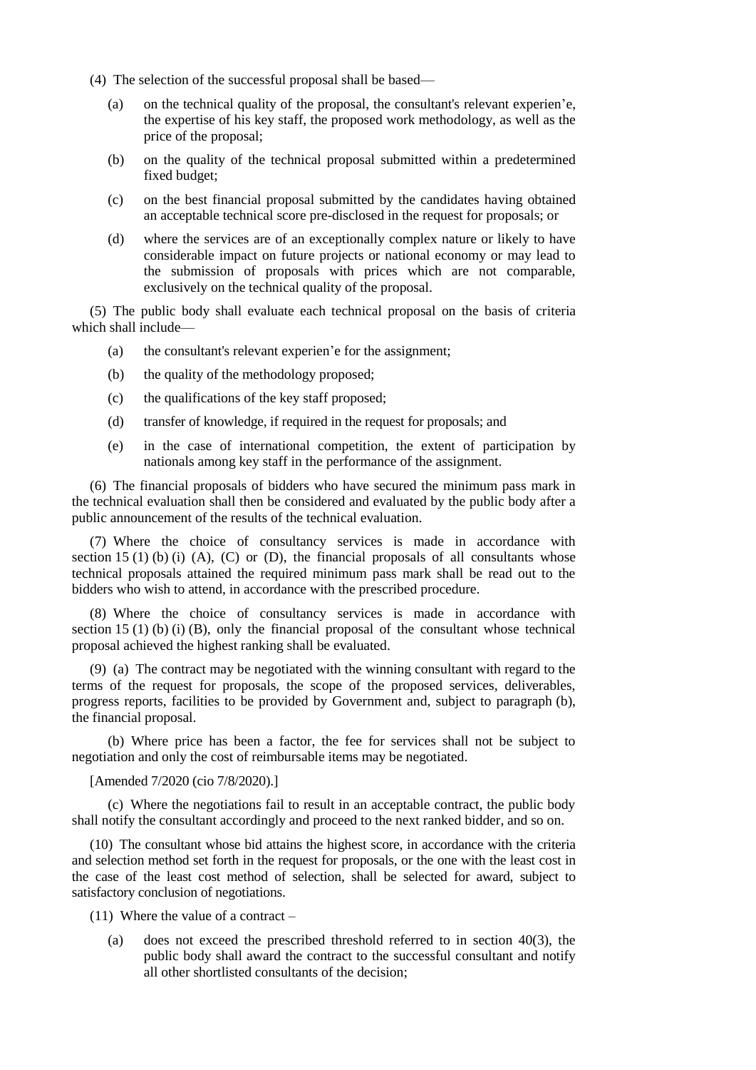(4) The selection of the successful proposal shall be based—

(a) on the technical quality of the proposal, the consultant's relevant experien'e, the expertise of his key staff, the proposed work methodology, as well as the price of the proposal;

(b) on the quality of the technical proposal submitted within a predetermined fixed budget;

(c) on the best financial proposal submitted by the candidates having obtained an acceptable technical score pre-disclosed in the request for proposals; or

(d) where the services are of an exceptionally complex nature or likely to have considerable impact on future projects or national economy or may lead to the submission of proposals with prices which are not comparable, exclusively on the technical quality of the proposal.

(5) The public body shall evaluate each technical proposal on the basis of criteria which shall include—

(a) the consultant's relevant experien'e for the assignment;

(b) the quality of the methodology proposed;

(c) the qualifications of the key staff proposed;

(d) transfer of knowledge, if required in the request for proposals; and

(e) in the case of international competition, the extent of participation by nationals among key staff in the performance of the assignment.

(6) The financial proposals of bidders who have secured the minimum pass mark in the technical evaluation shall then be considered and evaluated by the public body after a public announcement of the results of the technical evaluation.

(7) Where the choice of consultancy services is made in accordance with section 15 (1) (b) (i) (A), (C) or (D), the financial proposals of all consultants whose technical proposals attained the required minimum pass mark shall be read out to the bidders who wish to attend, in accordance with the prescribed procedure.

(8) Where the choice of consultancy services is made in accordance with section 15 (1) (b) (i) (B), only the financial proposal of the consultant whose technical proposal achieved the highest ranking shall be evaluated.

(9) (a) The contract may be negotiated with the winning consultant with regard to the terms of the request for proposals, the scope of the proposed services, deliverables, progress reports, facilities to be provided by Government and, subject to paragraph (b), the financial proposal.

(b) Where price has been a factor, the fee for services shall not be subject to negotiation and only the cost of reimbursable items may be negotiated.

[Amended 7/2020 (cio 7/8/2020).]

(c) Where the negotiations fail to result in an acceptable contract, the public body shall notify the consultant accordingly and proceed to the next ranked bidder, and so on.

(10) The consultant whose bid attains the highest score, in accordance with the criteria and selection method set forth in the request for proposals, or the one with the least cost in the case of the least cost method of selection, shall be selected for award, subject to satisfactory conclusion of negotiations.

(11) Where the value of a contract –

(a) does not exceed the prescribed threshold referred to in section 40(3), the public body shall award the contract to the successful consultant and notify all other shortlisted consultants of the decision;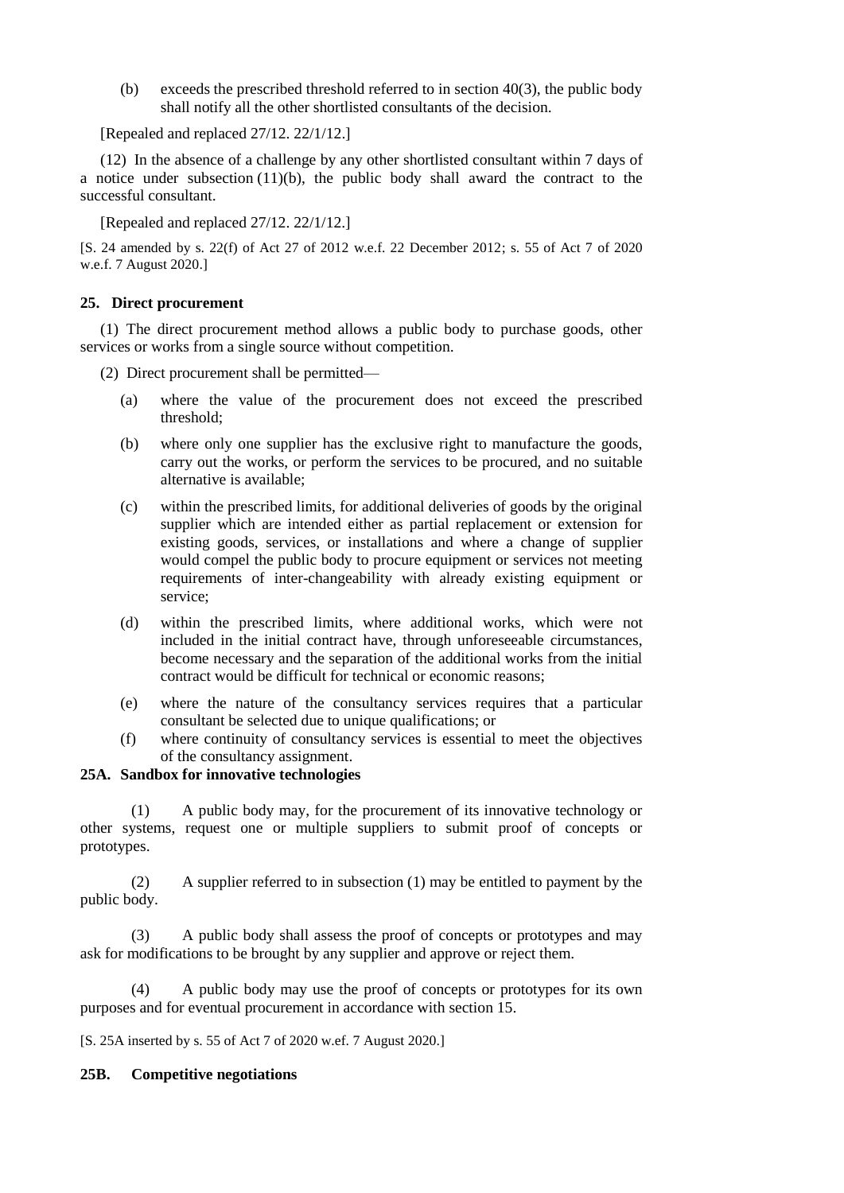(b) exceeds the prescribed threshold referred to in section 40(3), the public body shall notify all the other shortlisted consultants of the decision.

[Repealed and replaced 27/12. 22/1/12.]

(12) In the absence of a challenge by any other shortlisted consultant within 7 days of a notice under subsection (11)(b), the public body shall award the contract to the successful consultant.

[Repealed and replaced 27/12. 22/1/12.]

[S. 24 amended by s. 22(f) of Act 27 of 2012 w.e.f. 22 December 2012; s. 55 of Act 7 of 2020 w.e.f. 7 August 2020.]

**25. Direct procurement**

(1) The direct procurement method allows a public body to purchase goods, other services or works from a single source without competition.

(2) Direct procurement shall be permitted—

(a) where the value of the procurement does not exceed the prescribed threshold;

(b) where only one supplier has the exclusive right to manufacture the goods, carry out the works, or perform the services to be procured, and no suitable alternative is available;

(c) within the prescribed limits, for additional deliveries of goods by the original supplier which are intended either as partial replacement or extension for existing goods, services, or installations and where a change of supplier would compel the public body to procure equipment or services not meeting requirements of inter-changeability with already existing equipment or service;

(d) within the prescribed limits, where additional works, which were not included in the initial contract have, through unforeseeable circumstances, become necessary and the separation of the additional works from the initial contract would be difficult for technical or economic reasons;

(e) where the nature of the consultancy services requires that a particular consultant be selected due to unique qualifications; or

(f) where continuity of consultancy services is essential to meet the objectives of the consultancy assignment.

**25A. Sandbox for innovative technologies**

(1) A public body may, for the procurement of its innovative technology or other systems, request one or multiple suppliers to submit proof of concepts or prototypes.

(2) A supplier referred to in subsection (1) may be entitled to payment by the public body.

(3) A public body shall assess the proof of concepts or prototypes and may ask for modifications to be brought by any supplier and approve or reject them.

(4) A public body may use the proof of concepts or prototypes for its own purposes and for eventual procurement in accordance with section 15.

[S. 25A inserted by s. 55 of Act 7 of 2020 w.ef. 7 August 2020.]

**25B. Competitive negotiations**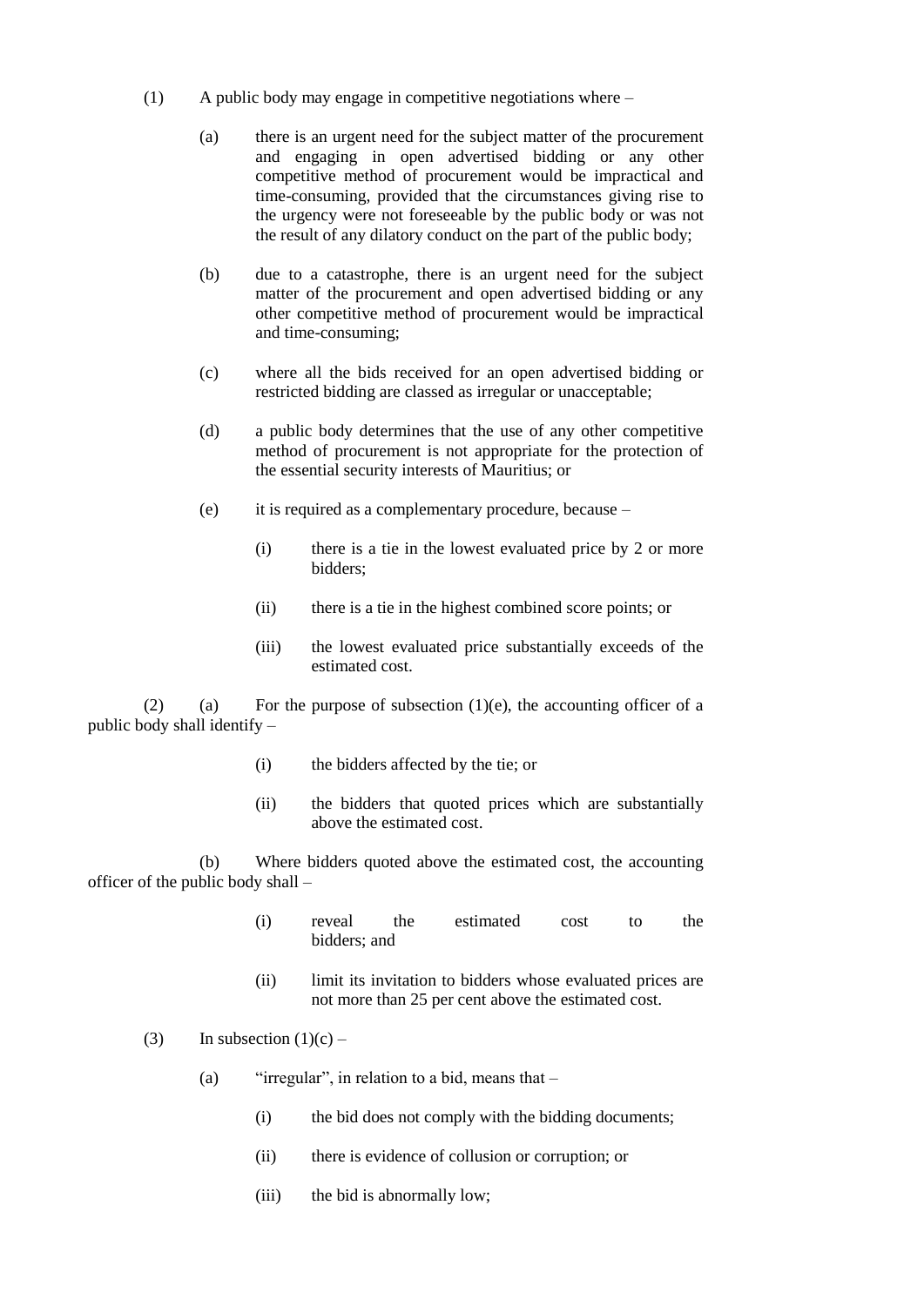(1) A public body may engage in competitive negotiations where –

(a) there is an urgent need for the subject matter of the procurement and engaging in open advertised bidding or any other competitive method of procurement would be impractical and time-consuming, provided that the circumstances giving rise to the urgency were not foreseeable by the public body or was not the result of any dilatory conduct on the part of the public body;

(b) due to a catastrophe, there is an urgent need for the subject matter of the procurement and open advertised bidding or any other competitive method of procurement would be impractical and time-consuming;

(c) where all the bids received for an open advertised bidding or restricted bidding are classed as irregular or unacceptable;

(d) a public body determines that the use of any other competitive method of procurement is not appropriate for the protection of the essential security interests of Mauritius; or

(e) it is required as a complementary procedure, because –

(i) there is a tie in the lowest evaluated price by 2 or more bidders;

(ii) there is a tie in the highest combined score points; or

(iii) the lowest evaluated price substantially exceeds of the estimated cost.

(2) (a) For the purpose of subsection (1)(e), the accounting officer of a public body shall identify –

(i) the bidders affected by the tie; or

(ii) the bidders that quoted prices which are substantially above the estimated cost.

(b) Where bidders quoted above the estimated cost, the accounting officer of the public body shall –

(i) reveal the estimated cost to the bidders; and

(ii) limit its invitation to bidders whose evaluated prices are not more than 25 per cent above the estimated cost.

(3) In subsection (1)(c) –

(a) "irregular", in relation to a bid, means that –

(i) the bid does not comply with the bidding documents;

(ii) there is evidence of collusion or corruption; or

(iii) the bid is abnormally low;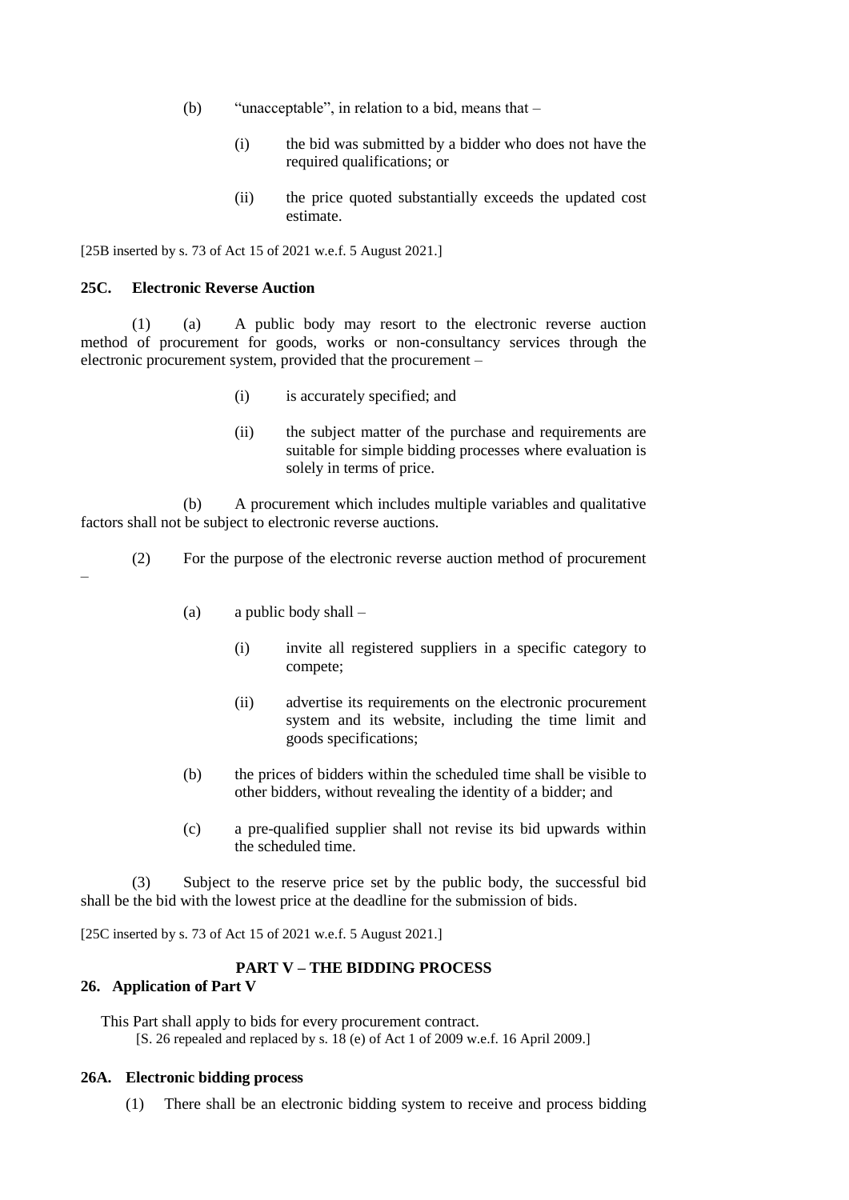(b) "unacceptable", in relation to a bid, means that –

(i) the bid was submitted by a bidder who does not have the required qualifications; or

(ii) the price quoted substantially exceeds the updated cost estimate.

[25B inserted by s. 73 of Act 15 of 2021 w.e.f. 5 August 2021.]

### 25C. Electronic Reverse Auction

(1) (a) A public body may resort to the electronic reverse auction method of procurement for goods, works or non-consultancy services through the electronic procurement system, provided that the procurement –

(i) is accurately specified; and

(ii) the subject matter of the purchase and requirements are suitable for simple bidding processes where evaluation is solely in terms of price.

(b) A procurement which includes multiple variables and qualitative factors shall not be subject to electronic reverse auctions.

(2) For the purpose of the electronic reverse auction method of procurement –

(a) a public body shall –

(i) invite all registered suppliers in a specific category to compete;

(ii) advertise its requirements on the electronic procurement system and its website, including the time limit and goods specifications;

(b) the prices of bidders within the scheduled time shall be visible to other bidders, without revealing the identity of a bidder; and

(c) a pre-qualified supplier shall not revise its bid upwards within the scheduled time.

(3) Subject to the reserve price set by the public body, the successful bid shall be the bid with the lowest price at the deadline for the submission of bids.

[25C inserted by s. 73 of Act 15 of 2021 w.e.f. 5 August 2021.]

## PART V – THE BIDDING PROCESS

### 26. Application of Part V

This Part shall apply to bids for every procurement contract.
[S. 26 repealed and replaced by s. 18 (e) of Act 1 of 2009 w.e.f. 16 April 2009.]

### 26A. Electronic bidding process

(1) There shall be an electronic bidding system to receive and process bidding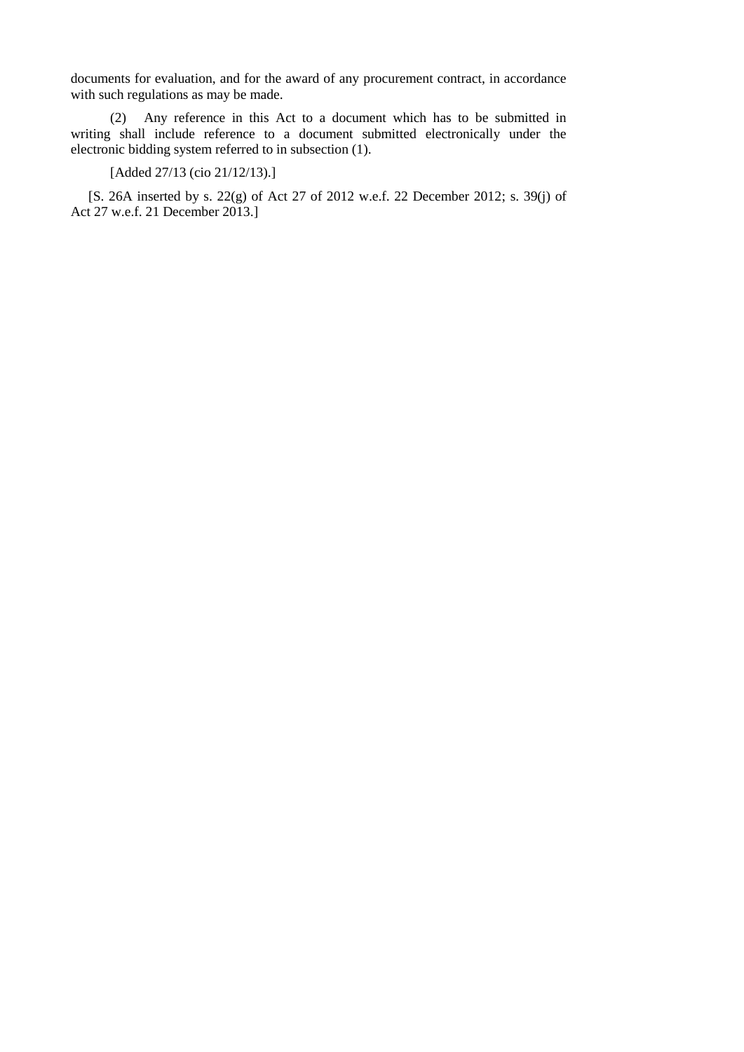documents for evaluation, and for the award of any procurement contract, in accordance with such regulations as may be made.

(2) Any reference in this Act to a document which has to be submitted in writing shall include reference to a document submitted electronically under the electronic bidding system referred to in subsection (1).

[Added 27/13 (cio 21/12/13).]

[S. 26A inserted by s. 22(g) of Act 27 of 2012 w.e.f. 22 December 2012; s. 39(j) of Act 27 w.e.f. 21 December 2013.]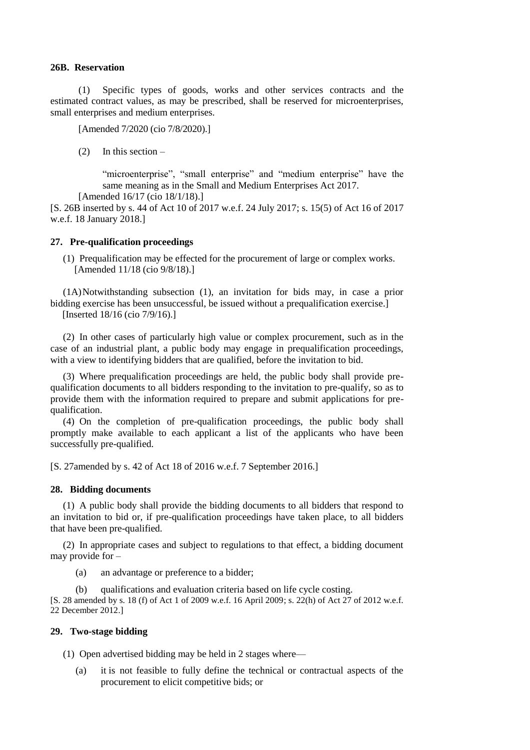**26B. Reservation**

(1) Specific types of goods, works and other services contracts and the estimated contract values, as may be prescribed, shall be reserved for microenterprises, small enterprises and medium enterprises.

[Amended 7/2020 (cio 7/8/2020).]

(2) In this section –

"microenterprise", "small enterprise" and "medium enterprise" have the same meaning as in the Small and Medium Enterprises Act 2017.

[Amended 16/17 (cio 18/1/18).]

[S. 26B inserted by s. 44 of Act 10 of 2017 w.e.f. 24 July 2017; s. 15(5) of Act 16 of 2017 w.e.f. 18 January 2018.]

**27. Pre-qualification proceedings**

(1) Prequalification may be effected for the procurement of large or complex works.
[Amended 11/18 (cio 9/8/18).]

(1A) Notwithstanding subsection (1), an invitation for bids may, in case a prior bidding exercise has been unsuccessful, be issued without a prequalification exercise.]
[Inserted 18/16 (cio 7/9/16).]

(2) In other cases of particularly high value or complex procurement, such as in the case of an industrial plant, a public body may engage in prequalification proceedings, with a view to identifying bidders that are qualified, before the invitation to bid.

(3) Where prequalification proceedings are held, the public body shall provide pre-qualification documents to all bidders responding to the invitation to pre-qualify, so as to provide them with the information required to prepare and submit applications for pre-qualification.

(4) On the completion of pre-qualification proceedings, the public body shall promptly make available to each applicant a list of the applicants who have been successfully pre-qualified.

[S. 27amended by s. 42 of Act 18 of 2016 w.e.f. 7 September 2016.]

**28. Bidding documents**

(1) A public body shall provide the bidding documents to all bidders that respond to an invitation to bid or, if pre-qualification proceedings have taken place, to all bidders that have been pre-qualified.

(2) In appropriate cases and subject to regulations to that effect, a bidding document may provide for –

(a) an advantage or preference to a bidder;

(b) qualifications and evaluation criteria based on life cycle costing.

[S. 28 amended by s. 18 (f) of Act 1 of 2009 w.e.f. 16 April 2009; s. 22(h) of Act 27 of 2012 w.e.f. 22 December 2012.]

**29. Two-stage bidding**

(1) Open advertised bidding may be held in 2 stages where—

(a) it is not feasible to fully define the technical or contractual aspects of the procurement to elicit competitive bids; or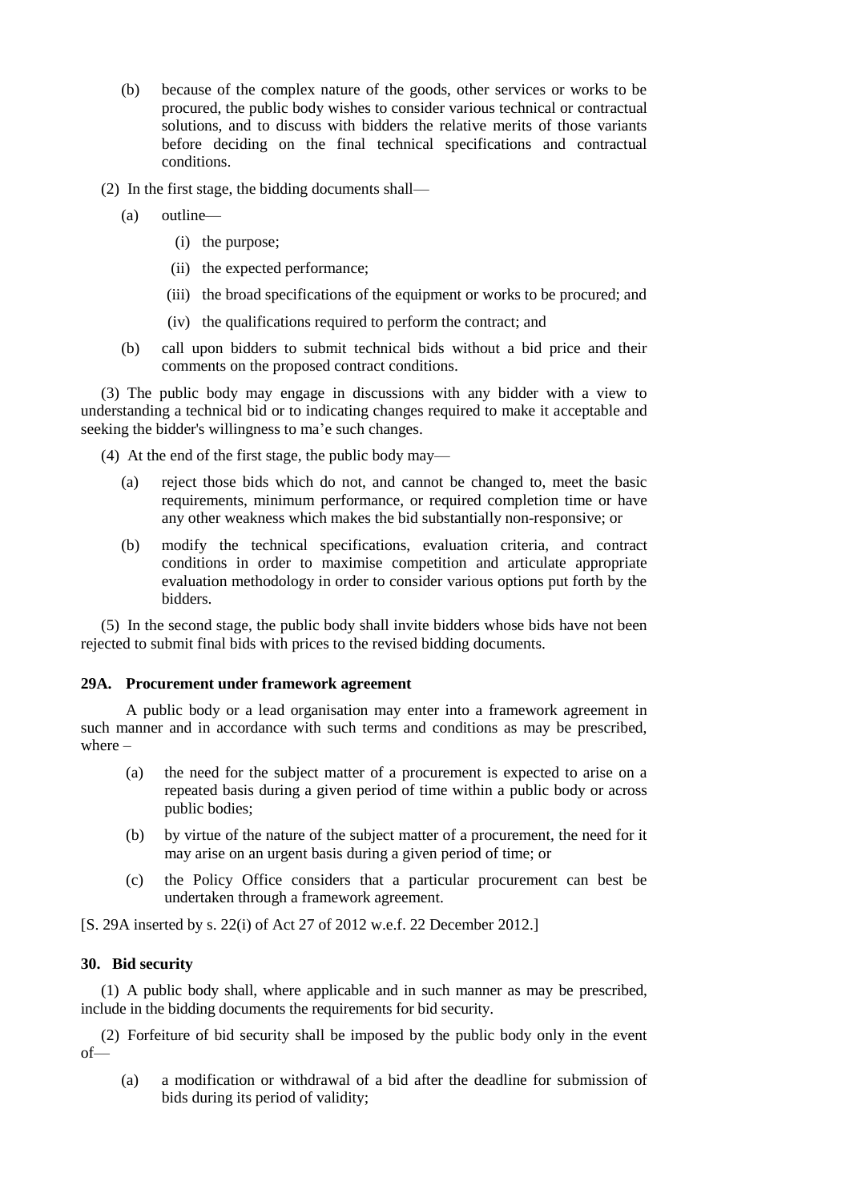(b) because of the complex nature of the goods, other services or works to be procured, the public body wishes to consider various technical or contractual solutions, and to discuss with bidders the relative merits of those variants before deciding on the final technical specifications and contractual conditions.

(2) In the first stage, the bidding documents shall—

(a) outline—

(i) the purpose;

(ii) the expected performance;

(iii) the broad specifications of the equipment or works to be procured; and

(iv) the qualifications required to perform the contract; and

(b) call upon bidders to submit technical bids without a bid price and their comments on the proposed contract conditions.

(3) The public body may engage in discussions with any bidder with a view to understanding a technical bid or to indicating changes required to make it acceptable and seeking the bidder's willingness to ma'e such changes.

(4) At the end of the first stage, the public body may—

(a) reject those bids which do not, and cannot be changed to, meet the basic requirements, minimum performance, or required completion time or have any other weakness which makes the bid substantially non-responsive; or

(b) modify the technical specifications, evaluation criteria, and contract conditions in order to maximise competition and articulate appropriate evaluation methodology in order to consider various options put forth by the bidders.

(5) In the second stage, the public body shall invite bidders whose bids have not been rejected to submit final bids with prices to the revised bidding documents.

### 29A. Procurement under framework agreement

A public body or a lead organisation may enter into a framework agreement in such manner and in accordance with such terms and conditions as may be prescribed, where –

(a) the need for the subject matter of a procurement is expected to arise on a repeated basis during a given period of time within a public body or across public bodies;

(b) by virtue of the nature of the subject matter of a procurement, the need for it may arise on an urgent basis during a given period of time; or

(c) the Policy Office considers that a particular procurement can best be undertaken through a framework agreement.

[S. 29A inserted by s. 22(i) of Act 27 of 2012 w.e.f. 22 December 2012.]

### 30. Bid security

(1) A public body shall, where applicable and in such manner as may be prescribed, include in the bidding documents the requirements for bid security.

(2) Forfeiture of bid security shall be imposed by the public body only in the event of—

(a) a modification or withdrawal of a bid after the deadline for submission of bids during its period of validity;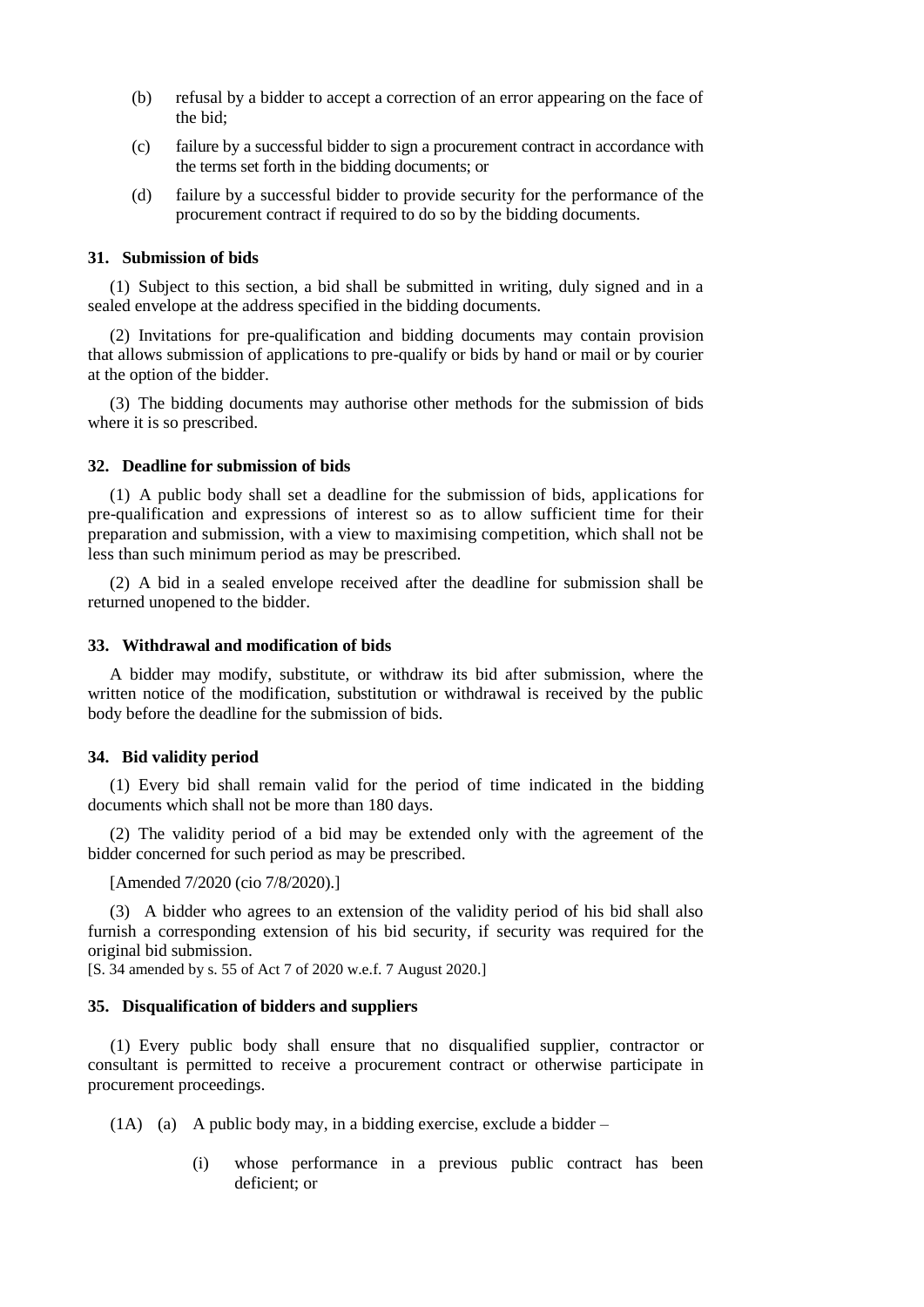(b) refusal by a bidder to accept a correction of an error appearing on the face of the bid;

(c) failure by a successful bidder to sign a procurement contract in accordance with the terms set forth in the bidding documents; or

(d) failure by a successful bidder to provide security for the performance of the procurement contract if required to do so by the bidding documents.

### 31. Submission of bids

(1) Subject to this section, a bid shall be submitted in writing, duly signed and in a sealed envelope at the address specified in the bidding documents.

(2) Invitations for pre-qualification and bidding documents may contain provision that allows submission of applications to pre-qualify or bids by hand or mail or by courier at the option of the bidder.

(3) The bidding documents may authorise other methods for the submission of bids where it is so prescribed.

### 32. Deadline for submission of bids

(1) A public body shall set a deadline for the submission of bids, applications for pre-qualification and expressions of interest so as to allow sufficient time for their preparation and submission, with a view to maximising competition, which shall not be less than such minimum period as may be prescribed.

(2) A bid in a sealed envelope received after the deadline for submission shall be returned unopened to the bidder.

### 33. Withdrawal and modification of bids

A bidder may modify, substitute, or withdraw its bid after submission, where the written notice of the modification, substitution or withdrawal is received by the public body before the deadline for the submission of bids.

### 34. Bid validity period

(1) Every bid shall remain valid for the period of time indicated in the bidding documents which shall not be more than 180 days.

(2) The validity period of a bid may be extended only with the agreement of the bidder concerned for such period as may be prescribed.

[Amended 7/2020 (cio 7/8/2020).]

(3) A bidder who agrees to an extension of the validity period of his bid shall also furnish a corresponding extension of his bid security, if security was required for the original bid submission.
[S. 34 amended by s. 55 of Act 7 of 2020 w.e.f. 7 August 2020.]

### 35. Disqualification of bidders and suppliers

(1) Every public body shall ensure that no disqualified supplier, contractor or consultant is permitted to receive a procurement contract or otherwise participate in procurement proceedings.

(1A) (a) A public body may, in a bidding exercise, exclude a bidder –

(i) whose performance in a previous public contract has been deficient; or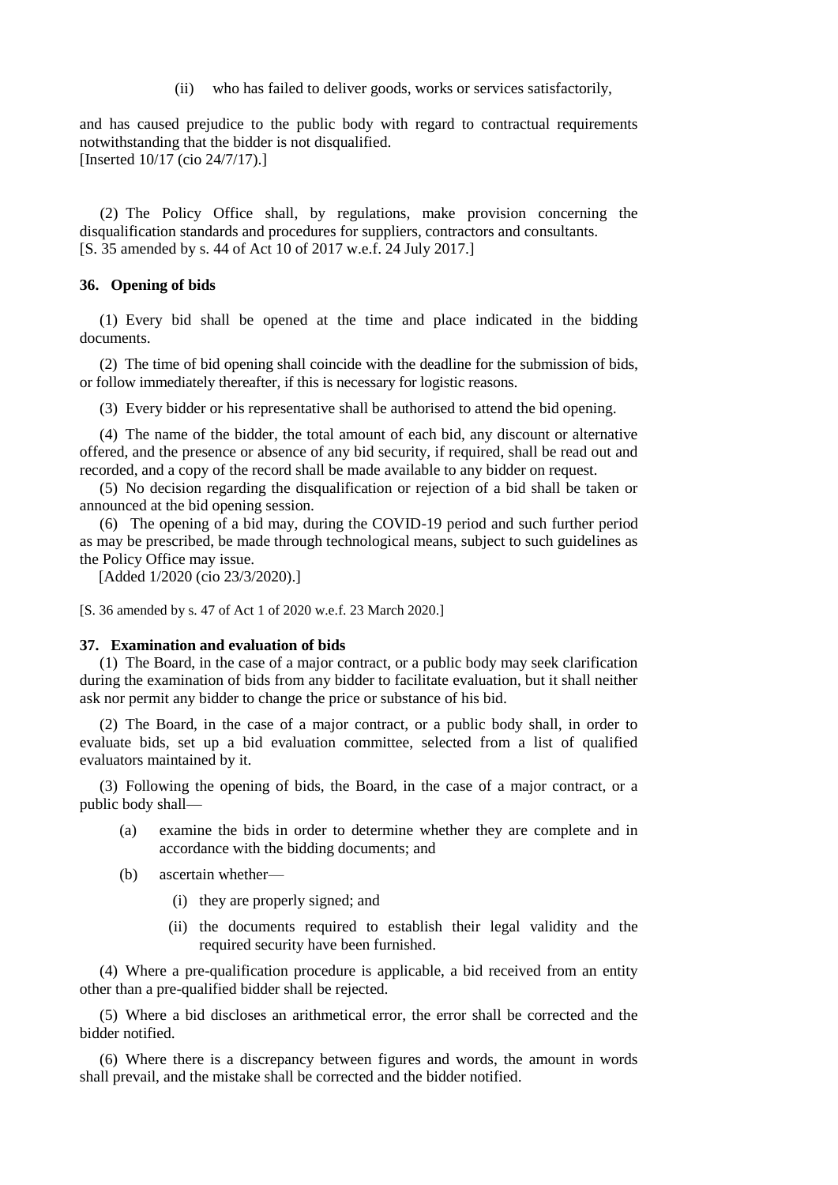(ii) who has failed to deliver goods, works or services satisfactorily,

and has caused prejudice to the public body with regard to contractual requirements notwithstanding that the bidder is not disqualified.
[Inserted 10/17 (cio 24/7/17).]

(2) The Policy Office shall, by regulations, make provision concerning the disqualification standards and procedures for suppliers, contractors and consultants.
[S. 35 amended by s. 44 of Act 10 of 2017 w.e.f. 24 July 2017.]

**36. Opening of bids**

(1) Every bid shall be opened at the time and place indicated in the bidding documents.

(2) The time of bid opening shall coincide with the deadline for the submission of bids, or follow immediately thereafter, if this is necessary for logistic reasons.

(3) Every bidder or his representative shall be authorised to attend the bid opening.

(4) The name of the bidder, the total amount of each bid, any discount or alternative offered, and the presence or absence of any bid security, if required, shall be read out and recorded, and a copy of the record shall be made available to any bidder on request.

(5) No decision regarding the disqualification or rejection of a bid shall be taken or announced at the bid opening session.

(6) The opening of a bid may, during the COVID-19 period and such further period as may be prescribed, be made through technological means, subject to such guidelines as the Policy Office may issue.
[Added 1/2020 (cio 23/3/2020).]

[S. 36 amended by s. 47 of Act 1 of 2020 w.e.f. 23 March 2020.]

**37. Examination and evaluation of bids**

(1) The Board, in the case of a major contract, or a public body may seek clarification during the examination of bids from any bidder to facilitate evaluation, but it shall neither ask nor permit any bidder to change the price or substance of his bid.

(2) The Board, in the case of a major contract, or a public body shall, in order to evaluate bids, set up a bid evaluation committee, selected from a list of qualified evaluators maintained by it.

(3) Following the opening of bids, the Board, in the case of a major contract, or a public body shall—

(a) examine the bids in order to determine whether they are complete and in accordance with the bidding documents; and

(b) ascertain whether—

(i) they are properly signed; and

(ii) the documents required to establish their legal validity and the required security have been furnished.

(4) Where a pre-qualification procedure is applicable, a bid received from an entity other than a pre-qualified bidder shall be rejected.

(5) Where a bid discloses an arithmetical error, the error shall be corrected and the bidder notified.

(6) Where there is a discrepancy between figures and words, the amount in words shall prevail, and the mistake shall be corrected and the bidder notified.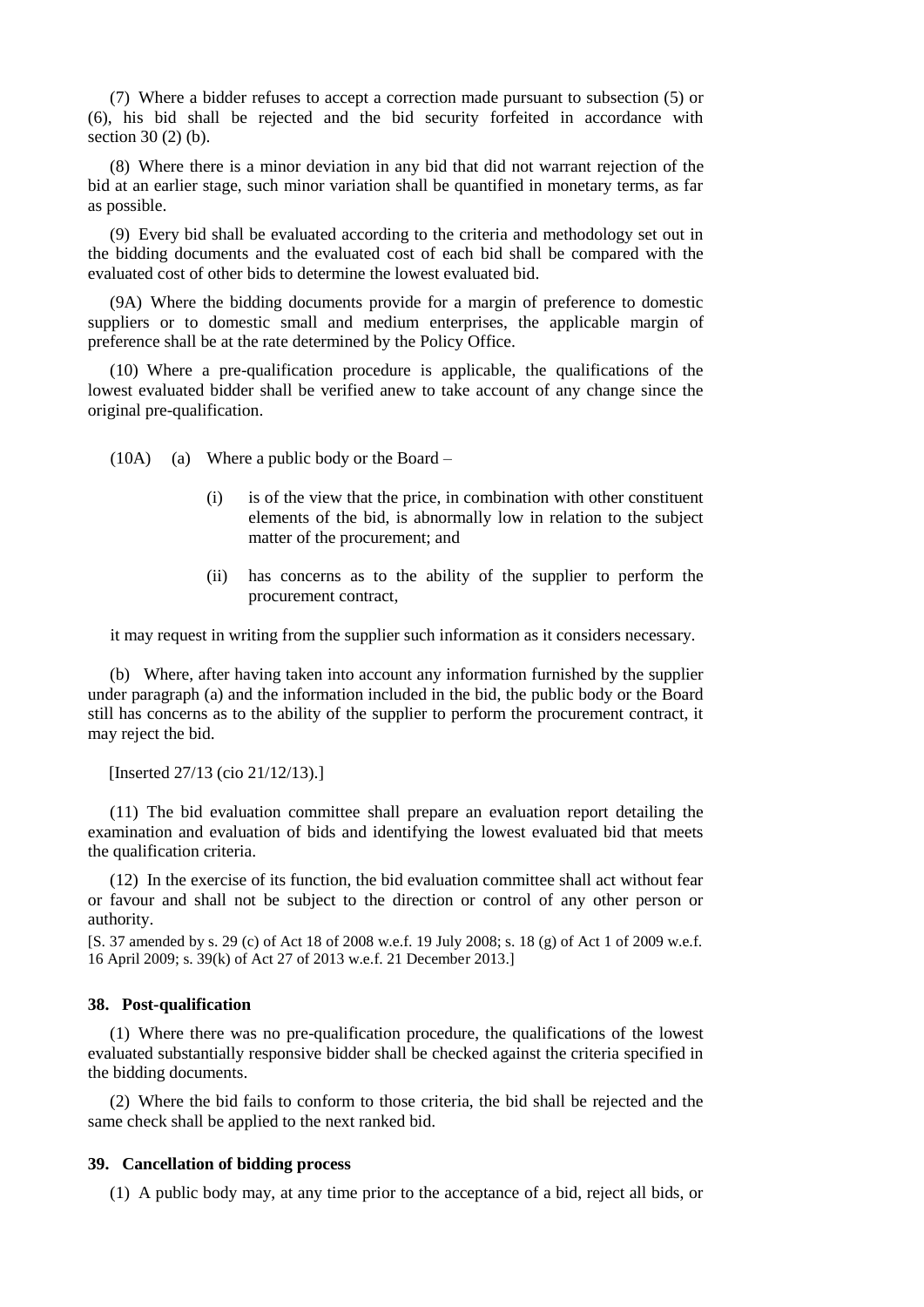(7) Where a bidder refuses to accept a correction made pursuant to subsection (5) or (6), his bid shall be rejected and the bid security forfeited in accordance with section 30 (2) (b).

(8) Where there is a minor deviation in any bid that did not warrant rejection of the bid at an earlier stage, such minor variation shall be quantified in monetary terms, as far as possible.

(9) Every bid shall be evaluated according to the criteria and methodology set out in the bidding documents and the evaluated cost of each bid shall be compared with the evaluated cost of other bids to determine the lowest evaluated bid.

(9A) Where the bidding documents provide for a margin of preference to domestic suppliers or to domestic small and medium enterprises, the applicable margin of preference shall be at the rate determined by the Policy Office.

(10) Where a pre-qualification procedure is applicable, the qualifications of the lowest evaluated bidder shall be verified anew to take account of any change since the original pre-qualification.

(10A) (a) Where a public body or the Board –

(i) is of the view that the price, in combination with other constituent elements of the bid, is abnormally low in relation to the subject matter of the procurement; and

(ii) has concerns as to the ability of the supplier to perform the procurement contract,

it may request in writing from the supplier such information as it considers necessary.

(b) Where, after having taken into account any information furnished by the supplier under paragraph (a) and the information included in the bid, the public body or the Board still has concerns as to the ability of the supplier to perform the procurement contract, it may reject the bid.

[Inserted 27/13 (cio 21/12/13).]

(11) The bid evaluation committee shall prepare an evaluation report detailing the examination and evaluation of bids and identifying the lowest evaluated bid that meets the qualification criteria.

(12) In the exercise of its function, the bid evaluation committee shall act without fear or favour and shall not be subject to the direction or control of any other person or authority.

[S. 37 amended by s. 29 (c) of Act 18 of 2008 w.e.f. 19 July 2008; s. 18 (g) of Act 1 of 2009 w.e.f. 16 April 2009; s. 39(k) of Act 27 of 2013 w.e.f. 21 December 2013.]

### 38. Post-qualification

(1) Where there was no pre-qualification procedure, the qualifications of the lowest evaluated substantially responsive bidder shall be checked against the criteria specified in the bidding documents.

(2) Where the bid fails to conform to those criteria, the bid shall be rejected and the same check shall be applied to the next ranked bid.

### 39. Cancellation of bidding process

(1) A public body may, at any time prior to the acceptance of a bid, reject all bids, or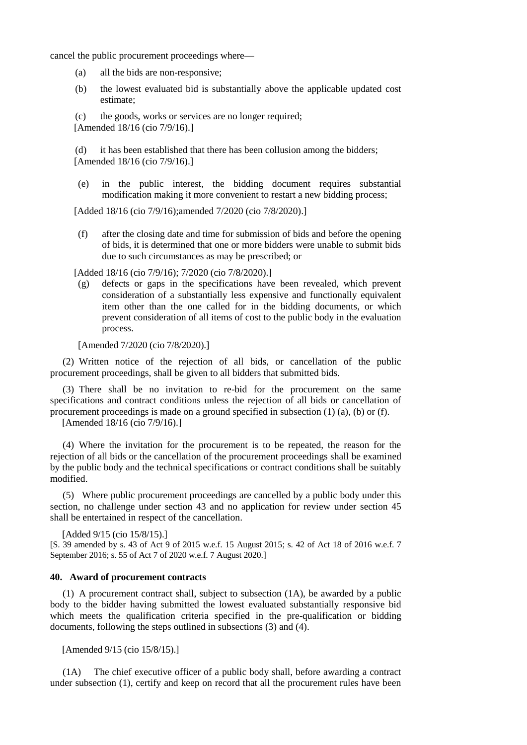cancel the public procurement proceedings where—

(a) all the bids are non-responsive;

(b) the lowest evaluated bid is substantially above the applicable updated cost estimate;

(c) the goods, works or services are no longer required;
[Amended 18/16 (cio 7/9/16).]

(d) it has been established that there has been collusion among the bidders;
[Amended 18/16 (cio 7/9/16).]

(e) in the public interest, the bidding document requires substantial modification making it more convenient to restart a new bidding process;

[Added 18/16 (cio 7/9/16);amended 7/2020 (cio 7/8/2020).]

(f) after the closing date and time for submission of bids and before the opening of bids, it is determined that one or more bidders were unable to submit bids due to such circumstances as may be prescribed; or

[Added 18/16 (cio 7/9/16); 7/2020 (cio 7/8/2020).]

(g) defects or gaps in the specifications have been revealed, which prevent consideration of a substantially less expensive and functionally equivalent item other than the one called for in the bidding documents, or which prevent consideration of all items of cost to the public body in the evaluation process.

[Amended 7/2020 (cio 7/8/2020).]

(2) Written notice of the rejection of all bids, or cancellation of the public procurement proceedings, shall be given to all bidders that submitted bids.

(3) There shall be no invitation to re-bid for the procurement on the same specifications and contract conditions unless the rejection of all bids or cancellation of procurement proceedings is made on a ground specified in subsection (1) (a), (b) or (f).
[Amended 18/16 (cio 7/9/16).]

(4) Where the invitation for the procurement is to be repeated, the reason for the rejection of all bids or the cancellation of the procurement proceedings shall be examined by the public body and the technical specifications or contract conditions shall be suitably modified.

(5) Where public procurement proceedings are cancelled by a public body under this section, no challenge under section 43 and no application for review under section 45 shall be entertained in respect of the cancellation.

[Added 9/15 (cio 15/8/15).]
[S. 39 amended by s. 43 of Act 9 of 2015 w.e.f. 15 August 2015; s. 42 of Act 18 of 2016 w.e.f. 7 September 2016; s. 55 of Act 7 of 2020 w.e.f. 7 August 2020.]

### 40. Award of procurement contracts

(1) A procurement contract shall, subject to subsection (1A), be awarded by a public body to the bidder having submitted the lowest evaluated substantially responsive bid which meets the qualification criteria specified in the pre-qualification or bidding documents, following the steps outlined in subsections (3) and (4).

[Amended 9/15 (cio 15/8/15).]

(1A) The chief executive officer of a public body shall, before awarding a contract under subsection (1), certify and keep on record that all the procurement rules have been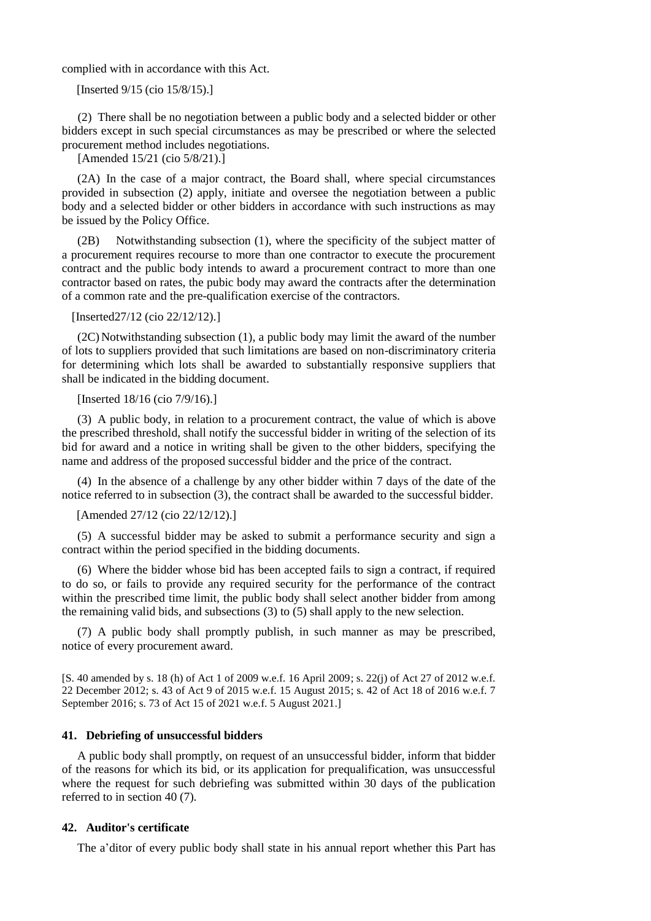complied with in accordance with this Act.

[Inserted 9/15 (cio 15/8/15).]

(2) There shall be no negotiation between a public body and a selected bidder or other bidders except in such special circumstances as may be prescribed or where the selected procurement method includes negotiations.

[Amended 15/21 (cio 5/8/21).]

(2A) In the case of a major contract, the Board shall, where special circumstances provided in subsection (2) apply, initiate and oversee the negotiation between a public body and a selected bidder or other bidders in accordance with such instructions as may be issued by the Policy Office.

(2B) Notwithstanding subsection (1), where the specificity of the subject matter of a procurement requires recourse to more than one contractor to execute the procurement contract and the public body intends to award a procurement contract to more than one contractor based on rates, the pubic body may award the contracts after the determination of a common rate and the pre-qualification exercise of the contractors.

[Inserted27/12 (cio 22/12/12).]

(2C) Notwithstanding subsection (1), a public body may limit the award of the number of lots to suppliers provided that such limitations are based on non-discriminatory criteria for determining which lots shall be awarded to substantially responsive suppliers that shall be indicated in the bidding document.

[Inserted 18/16 (cio 7/9/16).]

(3) A public body, in relation to a procurement contract, the value of which is above the prescribed threshold, shall notify the successful bidder in writing of the selection of its bid for award and a notice in writing shall be given to the other bidders, specifying the name and address of the proposed successful bidder and the price of the contract.

(4) In the absence of a challenge by any other bidder within 7 days of the date of the notice referred to in subsection (3), the contract shall be awarded to the successful bidder.

[Amended 27/12 (cio 22/12/12).]

(5) A successful bidder may be asked to submit a performance security and sign a contract within the period specified in the bidding documents.

(6) Where the bidder whose bid has been accepted fails to sign a contract, if required to do so, or fails to provide any required security for the performance of the contract within the prescribed time limit, the public body shall select another bidder from among the remaining valid bids, and subsections (3) to (5) shall apply to the new selection.

(7) A public body shall promptly publish, in such manner as may be prescribed, notice of every procurement award.

[S. 40 amended by s. 18 (h) of Act 1 of 2009 w.e.f. 16 April 2009; s. 22(j) of Act 27 of 2012 w.e.f. 22 December 2012; s. 43 of Act 9 of 2015 w.e.f. 15 August 2015; s. 42 of Act 18 of 2016 w.e.f. 7 September 2016; s. 73 of Act 15 of 2021 w.e.f. 5 August 2021.]

### 41. Debriefing of unsuccessful bidders

A public body shall promptly, on request of an unsuccessful bidder, inform that bidder of the reasons for which its bid, or its application for prequalification, was unsuccessful where the request for such debriefing was submitted within 30 days of the publication referred to in section 40 (7).

### 42. Auditor's certificate

The a'ditor of every public body shall state in his annual report whether this Part has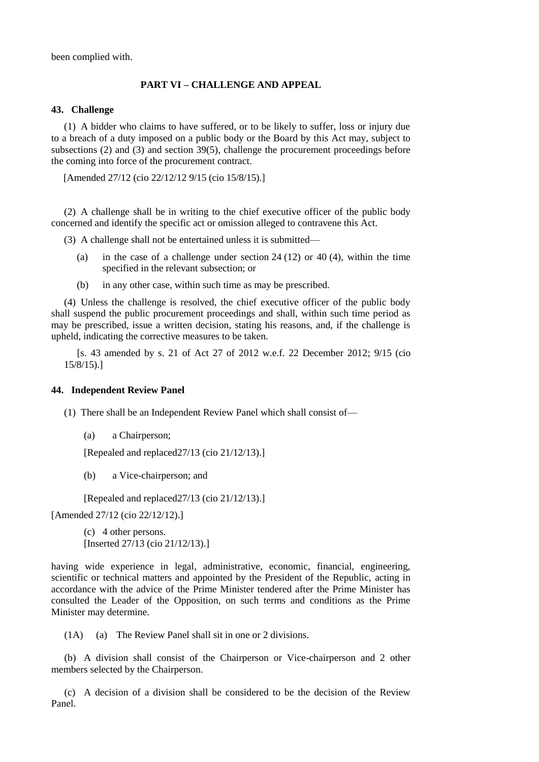been complied with.

## PART VI – CHALLENGE AND APPEAL

### 43. Challenge

(1) A bidder who claims to have suffered, or to be likely to suffer, loss or injury due to a breach of a duty imposed on a public body or the Board by this Act may, subject to subsections (2) and (3) and section 39(5), challenge the procurement proceedings before the coming into force of the procurement contract.

[Amended 27/12 (cio 22/12/12 9/15 (cio 15/8/15).]

(2) A challenge shall be in writing to the chief executive officer of the public body concerned and identify the specific act or omission alleged to contravene this Act.

(3) A challenge shall not be entertained unless it is submitted—

- (a) in the case of a challenge under section 24 (12) or 40 (4), within the time specified in the relevant subsection; or
- (b) in any other case, within such time as may be prescribed.

(4) Unless the challenge is resolved, the chief executive officer of the public body shall suspend the public procurement proceedings and shall, within such time period as may be prescribed, issue a written decision, stating his reasons, and, if the challenge is upheld, indicating the corrective measures to be taken.

[s. 43 amended by s. 21 of Act 27 of 2012 w.e.f. 22 December 2012; 9/15 (cio 15/8/15).]

### 44. Independent Review Panel

(1) There shall be an Independent Review Panel which shall consist of—

- (a) a Chairperson;

[Repealed and replaced27/13 (cio 21/12/13).]

- (b) a Vice-chairperson; and

[Repealed and replaced27/13 (cio 21/12/13).]

[Amended 27/12 (cio 22/12/12).]

- (c) 4 other persons.

[Inserted 27/13 (cio 21/12/13).]

having wide experience in legal, administrative, economic, financial, engineering, scientific or technical matters and appointed by the President of the Republic, acting in accordance with the advice of the Prime Minister tendered after the Prime Minister has consulted the Leader of the Opposition, on such terms and conditions as the Prime Minister may determine.

(1A) (a) The Review Panel shall sit in one or 2 divisions.

(b) A division shall consist of the Chairperson or Vice-chairperson and 2 other members selected by the Chairperson.

(c) A decision of a division shall be considered to be the decision of the Review Panel.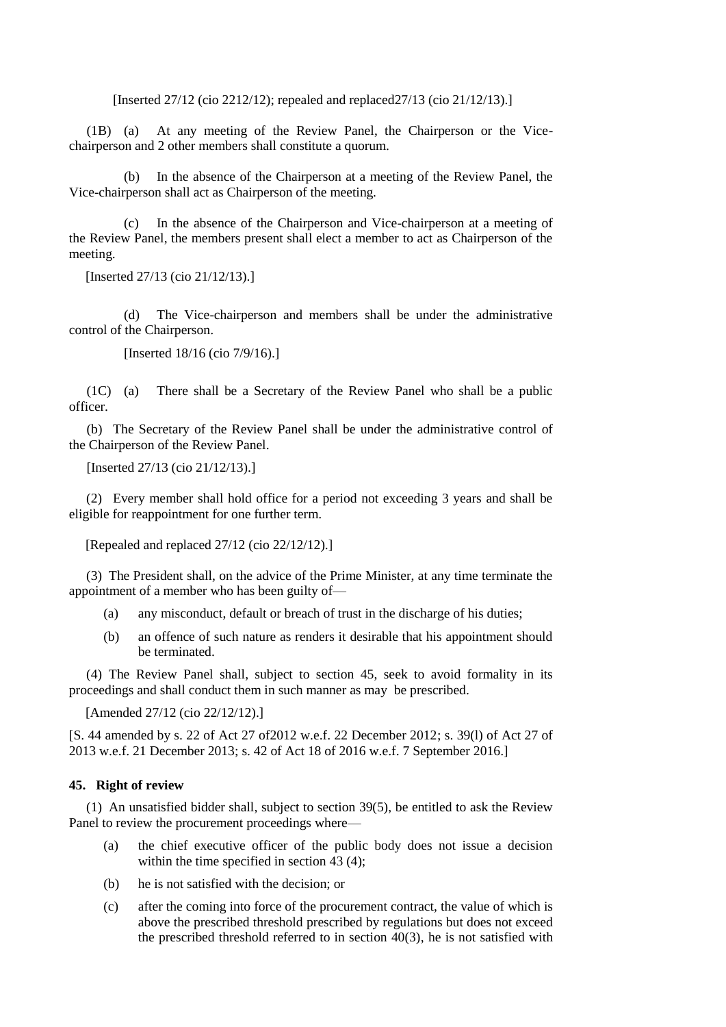[Inserted 27/12 (cio 2212/12); repealed and replaced27/13 (cio 21/12/13).]

(1B) (a) At any meeting of the Review Panel, the Chairperson or the Vice-chairperson and 2 other members shall constitute a quorum.

(b) In the absence of the Chairperson at a meeting of the Review Panel, the Vice-chairperson shall act as Chairperson of the meeting.

(c) In the absence of the Chairperson and Vice-chairperson at a meeting of the Review Panel, the members present shall elect a member to act as Chairperson of the meeting.

[Inserted 27/13 (cio 21/12/13).]

(d) The Vice-chairperson and members shall be under the administrative control of the Chairperson.

[Inserted 18/16 (cio 7/9/16).]

(1C) (a) There shall be a Secretary of the Review Panel who shall be a public officer.

(b) The Secretary of the Review Panel shall be under the administrative control of the Chairperson of the Review Panel.

[Inserted 27/13 (cio 21/12/13).]

(2) Every member shall hold office for a period not exceeding 3 years and shall be eligible for reappointment for one further term.

[Repealed and replaced 27/12 (cio 22/12/12).]

(3) The President shall, on the advice of the Prime Minister, at any time terminate the appointment of a member who has been guilty of—

(a) any misconduct, default or breach of trust in the discharge of his duties;

(b) an offence of such nature as renders it desirable that his appointment should be terminated.

(4) The Review Panel shall, subject to section 45, seek to avoid formality in its proceedings and shall conduct them in such manner as may be prescribed.

[Amended 27/12 (cio 22/12/12).]

[S. 44 amended by s. 22 of Act 27 of2012 w.e.f. 22 December 2012; s. 39(l) of Act 27 of 2013 w.e.f. 21 December 2013; s. 42 of Act 18 of 2016 w.e.f. 7 September 2016.]

**45. Right of review**

(1) An unsatisfied bidder shall, subject to section 39(5), be entitled to ask the Review Panel to review the procurement proceedings where—

(a) the chief executive officer of the public body does not issue a decision within the time specified in section 43 (4);

(b) he is not satisfied with the decision; or

(c) after the coming into force of the procurement contract, the value of which is above the prescribed threshold prescribed by regulations but does not exceed the prescribed threshold referred to in section 40(3), he is not satisfied with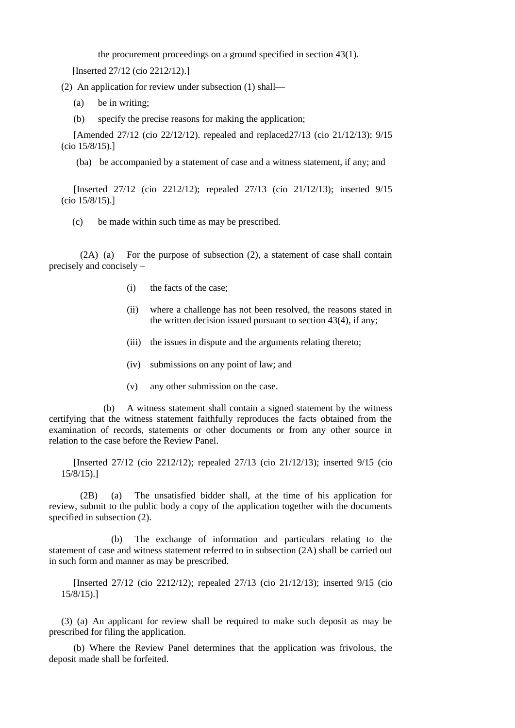the procurement proceedings on a ground specified in section 43(1).

[Inserted 27/12 (cio 2212/12).]

(2) An application for review under subsection (1) shall—

(a) be in writing;

(b) specify the precise reasons for making the application;

[Amended 27/12 (cio 22/12/12). repealed and replaced27/13 (cio 21/12/13); 9/15 (cio 15/8/15).]

(ba) be accompanied by a statement of case and a witness statement, if any; and

[Inserted 27/12 (cio 2212/12); repealed 27/13 (cio 21/12/13); inserted 9/15 (cio 15/8/15).]

(c) be made within such time as may be prescribed.

(2A) (a) For the purpose of subsection (2), a statement of case shall contain precisely and concisely –

(i) the facts of the case;

(ii) where a challenge has not been resolved, the reasons stated in the written decision issued pursuant to section 43(4), if any;

(iii) the issues in dispute and the arguments relating thereto;

(iv) submissions on any point of law; and

(v) any other submission on the case.

(b) A witness statement shall contain a signed statement by the witness certifying that the witness statement faithfully reproduces the facts obtained from the examination of records, statements or other documents or from any other source in relation to the case before the Review Panel.

[Inserted 27/12 (cio 2212/12); repealed 27/13 (cio 21/12/13); inserted 9/15 (cio 15/8/15).]

(2B) (a) The unsatisfied bidder shall, at the time of his application for review, submit to the public body a copy of the application together with the documents specified in subsection (2).

(b) The exchange of information and particulars relating to the statement of case and witness statement referred to in subsection (2A) shall be carried out in such form and manner as may be prescribed.

[Inserted 27/12 (cio 2212/12); repealed 27/13 (cio 21/12/13); inserted 9/15 (cio 15/8/15).]

(3) (a) An applicant for review shall be required to make such deposit as may be prescribed for filing the application.

(b) Where the Review Panel determines that the application was frivolous, the deposit made shall be forfeited.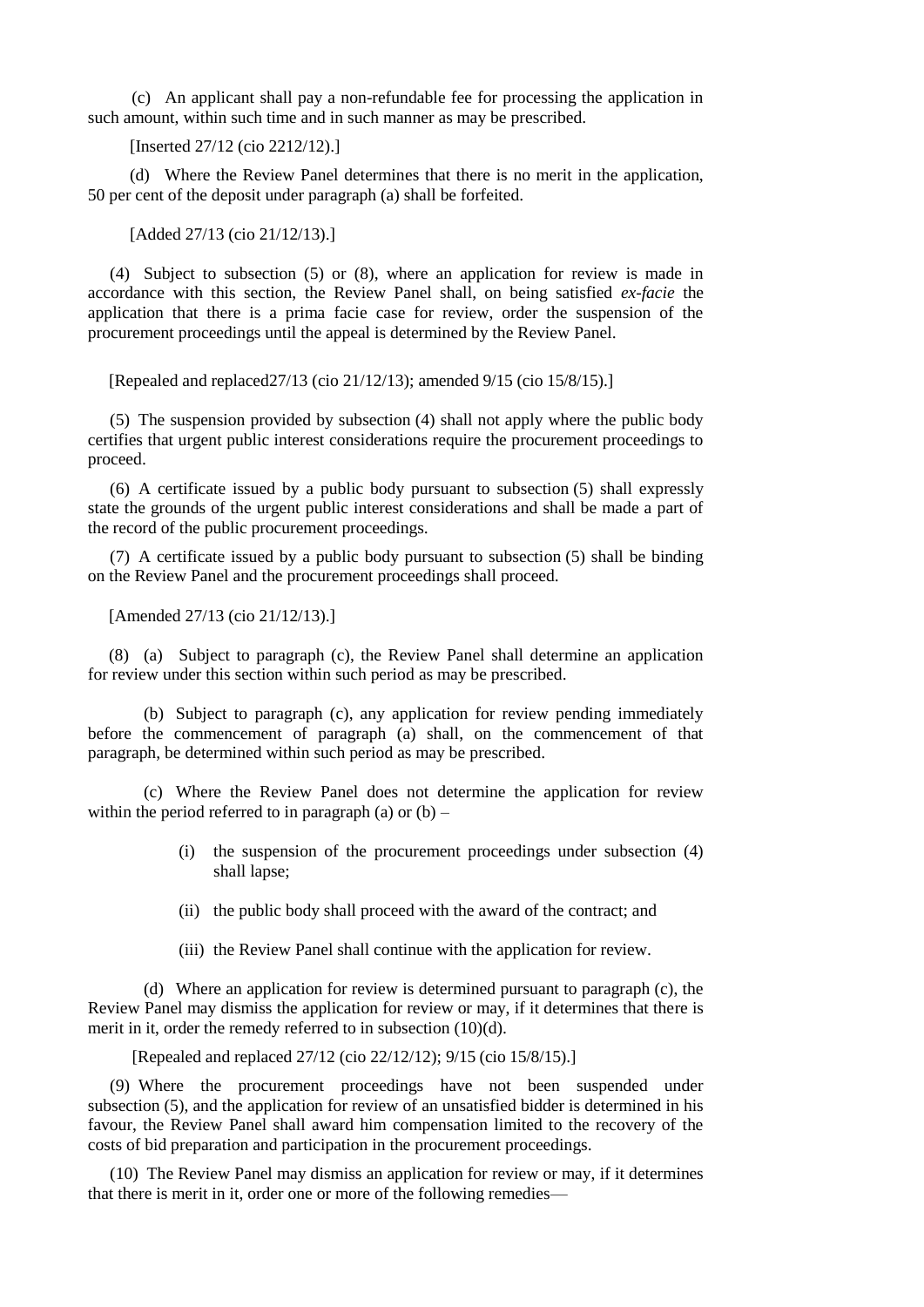(c) An applicant shall pay a non-refundable fee for processing the application in such amount, within such time and in such manner as may be prescribed.

[Inserted 27/12 (cio 2212/12).]

(d) Where the Review Panel determines that there is no merit in the application, 50 per cent of the deposit under paragraph (a) shall be forfeited.

[Added 27/13 (cio 21/12/13).]

(4) Subject to subsection (5) or (8), where an application for review is made in accordance with this section, the Review Panel shall, on being satisfied *ex-facie* the application that there is a prima facie case for review, order the suspension of the procurement proceedings until the appeal is determined by the Review Panel.

[Repealed and replaced27/13 (cio 21/12/13); amended 9/15 (cio 15/8/15).]

(5) The suspension provided by subsection (4) shall not apply where the public body certifies that urgent public interest considerations require the procurement proceedings to proceed.

(6) A certificate issued by a public body pursuant to subsection (5) shall expressly state the grounds of the urgent public interest considerations and shall be made a part of the record of the public procurement proceedings.

(7) A certificate issued by a public body pursuant to subsection (5) shall be binding on the Review Panel and the procurement proceedings shall proceed.

[Amended 27/13 (cio 21/12/13).]

(8) (a) Subject to paragraph (c), the Review Panel shall determine an application for review under this section within such period as may be prescribed.

(b) Subject to paragraph (c), any application for review pending immediately before the commencement of paragraph (a) shall, on the commencement of that paragraph, be determined within such period as may be prescribed.

(c) Where the Review Panel does not determine the application for review within the period referred to in paragraph (a) or (b) –

(i) the suspension of the procurement proceedings under subsection (4) shall lapse;

(ii) the public body shall proceed with the award of the contract; and

(iii) the Review Panel shall continue with the application for review.

(d) Where an application for review is determined pursuant to paragraph (c), the Review Panel may dismiss the application for review or may, if it determines that there is merit in it, order the remedy referred to in subsection (10)(d).

[Repealed and replaced 27/12 (cio 22/12/12); 9/15 (cio 15/8/15).]

(9) Where the procurement proceedings have not been suspended under subsection (5), and the application for review of an unsatisfied bidder is determined in his favour, the Review Panel shall award him compensation limited to the recovery of the costs of bid preparation and participation in the procurement proceedings.

(10) The Review Panel may dismiss an application for review or may, if it determines that there is merit in it, order one or more of the following remedies—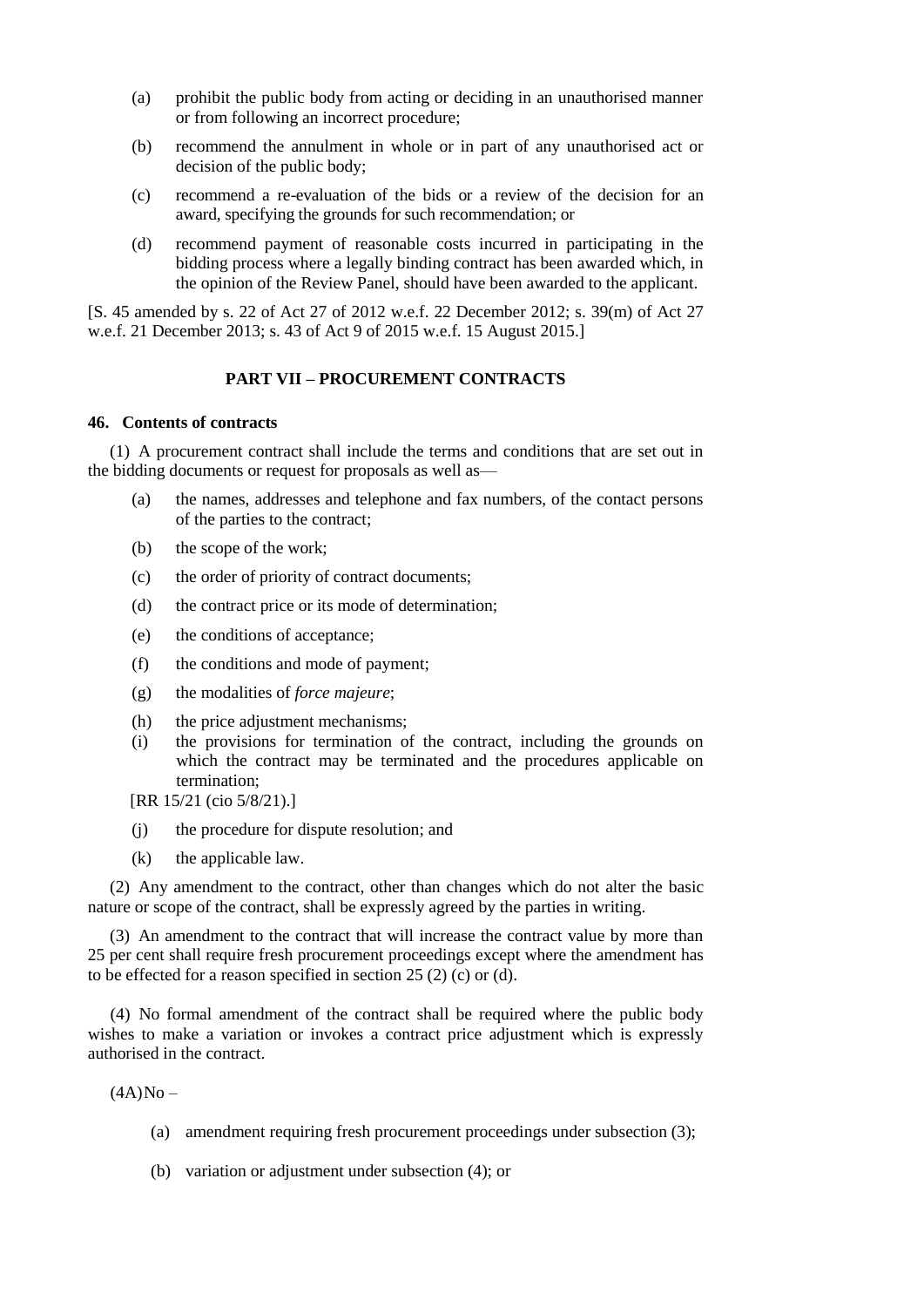(a) prohibit the public body from acting or deciding in an unauthorised manner or from following an incorrect procedure;

(b) recommend the annulment in whole or in part of any unauthorised act or decision of the public body;

(c) recommend a re-evaluation of the bids or a review of the decision for an award, specifying the grounds for such recommendation; or

(d) recommend payment of reasonable costs incurred in participating in the bidding process where a legally binding contract has been awarded which, in the opinion of the Review Panel, should have been awarded to the applicant.

[S. 45 amended by s. 22 of Act 27 of 2012 w.e.f. 22 December 2012; s. 39(m) of Act 27 w.e.f. 21 December 2013; s. 43 of Act 9 of 2015 w.e.f. 15 August 2015.]

## PART VII – PROCUREMENT CONTRACTS

### 46. Contents of contracts

(1) A procurement contract shall include the terms and conditions that are set out in the bidding documents or request for proposals as well as—

(a) the names, addresses and telephone and fax numbers, of the contact persons of the parties to the contract;

(b) the scope of the work;

(c) the order of priority of contract documents;

(d) the contract price or its mode of determination;

(e) the conditions of acceptance;

(f) the conditions and mode of payment;

(g) the modalities of *force majeure*;

(h) the price adjustment mechanisms;

(i) the provisions for termination of the contract, including the grounds on which the contract may be terminated and the procedures applicable on termination;

[RR 15/21 (cio 5/8/21).]

(j) the procedure for dispute resolution; and

(k) the applicable law.

(2) Any amendment to the contract, other than changes which do not alter the basic nature or scope of the contract, shall be expressly agreed by the parties in writing.

(3) An amendment to the contract that will increase the contract value by more than 25 per cent shall require fresh procurement proceedings except where the amendment has to be effected for a reason specified in section 25 (2) (c) or (d).

(4) No formal amendment of the contract shall be required where the public body wishes to make a variation or invokes a contract price adjustment which is expressly authorised in the contract.

(4A) No –

(a) amendment requiring fresh procurement proceedings under subsection (3);

(b) variation or adjustment under subsection (4); or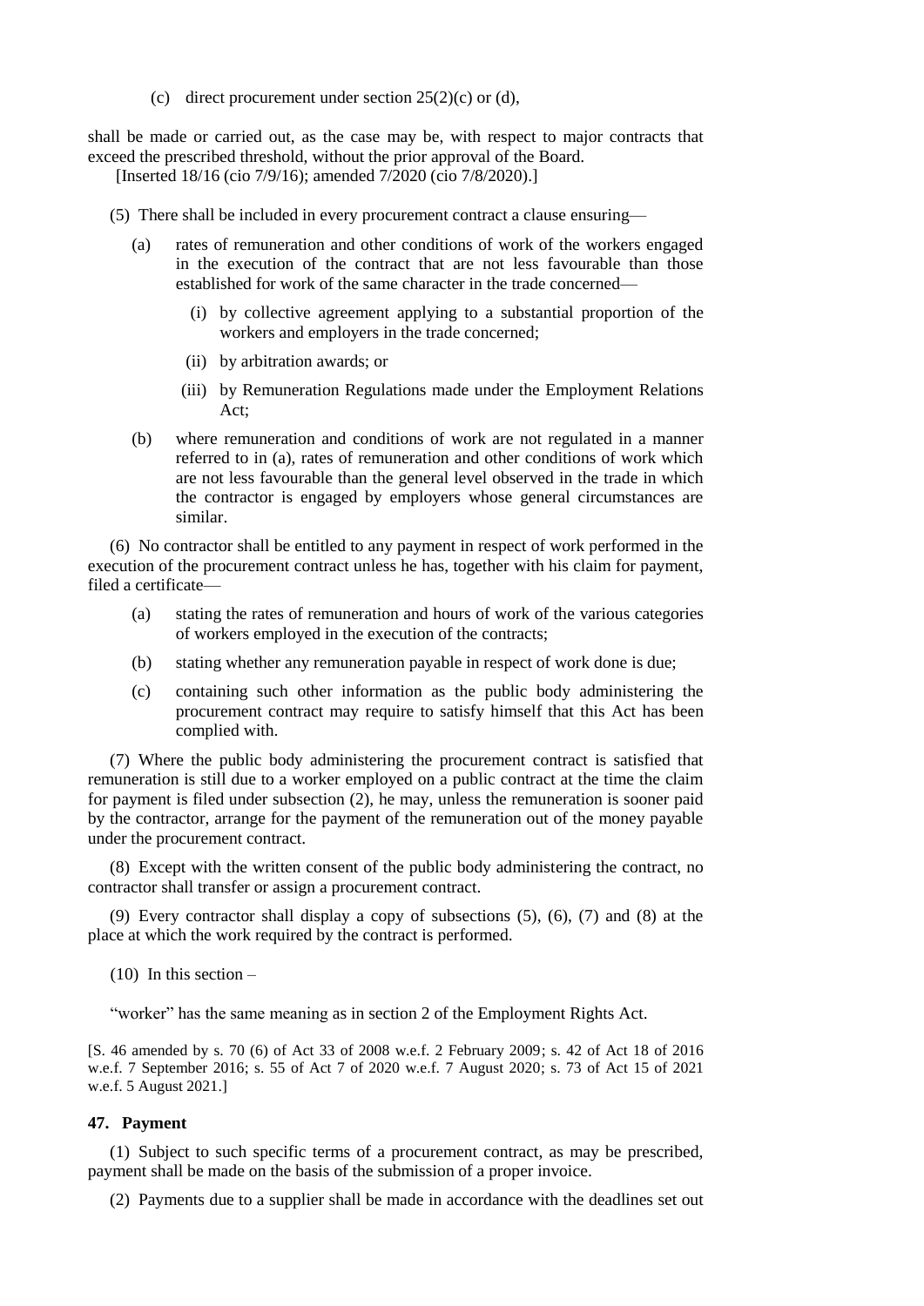(c) direct procurement under section 25(2)(c) or (d),

shall be made or carried out, as the case may be, with respect to major contracts that exceed the prescribed threshold, without the prior approval of the Board.

[Inserted 18/16 (cio 7/9/16); amended 7/2020 (cio 7/8/2020).]

(5) There shall be included in every procurement contract a clause ensuring—

(a) rates of remuneration and other conditions of work of the workers engaged in the execution of the contract that are not less favourable than those established for work of the same character in the trade concerned—

(i) by collective agreement applying to a substantial proportion of the workers and employers in the trade concerned;

(ii) by arbitration awards; or

(iii) by Remuneration Regulations made under the Employment Relations Act;

(b) where remuneration and conditions of work are not regulated in a manner referred to in (a), rates of remuneration and other conditions of work which are not less favourable than the general level observed in the trade in which the contractor is engaged by employers whose general circumstances are similar.

(6) No contractor shall be entitled to any payment in respect of work performed in the execution of the procurement contract unless he has, together with his claim for payment, filed a certificate—

(a) stating the rates of remuneration and hours of work of the various categories of workers employed in the execution of the contracts;

(b) stating whether any remuneration payable in respect of work done is due;

(c) containing such other information as the public body administering the procurement contract may require to satisfy himself that this Act has been complied with.

(7) Where the public body administering the procurement contract is satisfied that remuneration is still due to a worker employed on a public contract at the time the claim for payment is filed under subsection (2), he may, unless the remuneration is sooner paid by the contractor, arrange for the payment of the remuneration out of the money payable under the procurement contract.

(8) Except with the written consent of the public body administering the contract, no contractor shall transfer or assign a procurement contract.

(9) Every contractor shall display a copy of subsections (5), (6), (7) and (8) at the place at which the work required by the contract is performed.

(10) In this section –

"worker" has the same meaning as in section 2 of the Employment Rights Act.

[S. 46 amended by s. 70 (6) of Act 33 of 2008 w.e.f. 2 February 2009; s. 42 of Act 18 of 2016 w.e.f. 7 September 2016; s. 55 of Act 7 of 2020 w.e.f. 7 August 2020; s. 73 of Act 15 of 2021 w.e.f. 5 August 2021.]

**47. Payment**

(1) Subject to such specific terms of a procurement contract, as may be prescribed, payment shall be made on the basis of the submission of a proper invoice.

(2) Payments due to a supplier shall be made in accordance with the deadlines set out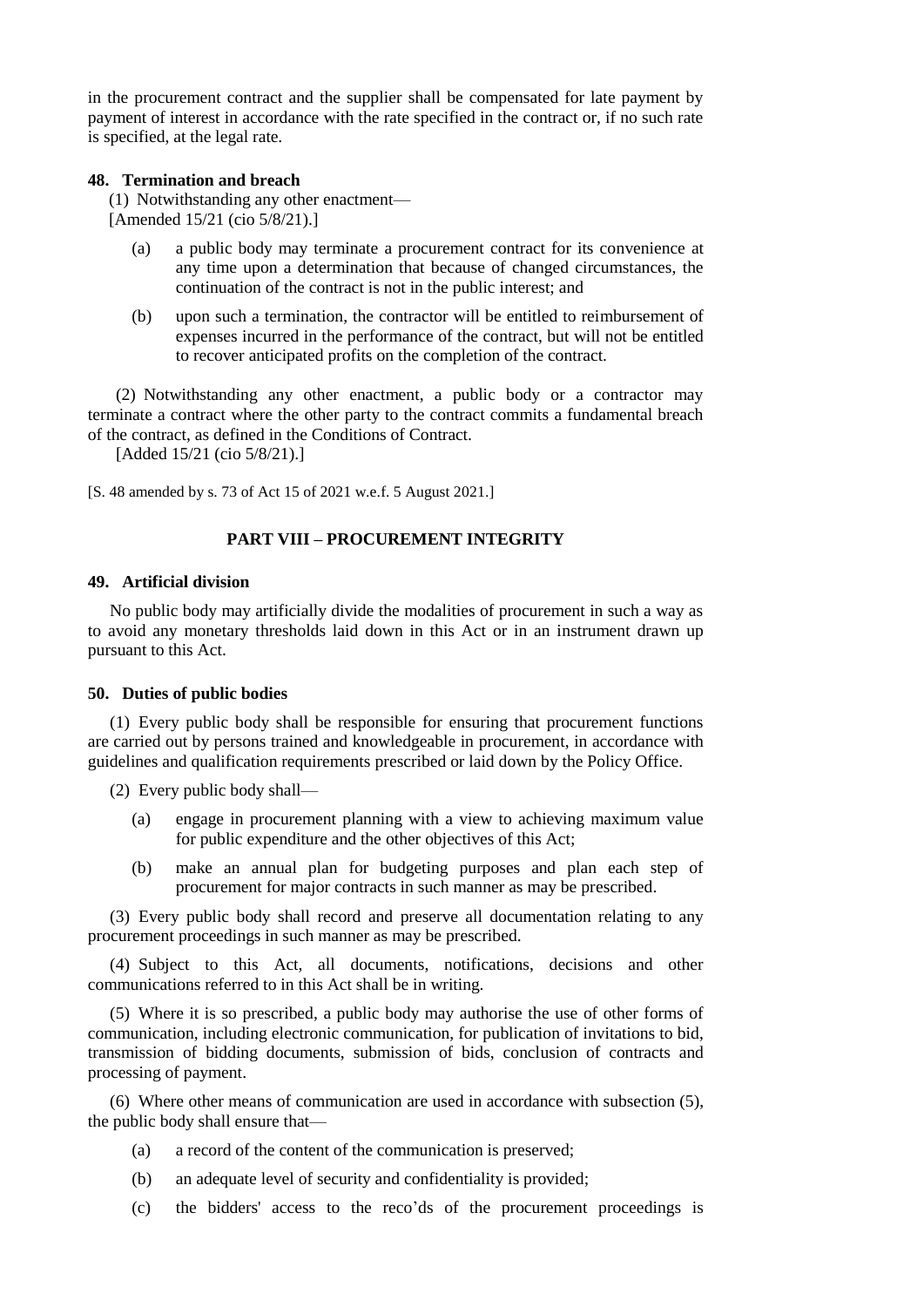in the procurement contract and the supplier shall be compensated for late payment by payment of interest in accordance with the rate specified in the contract or, if no such rate is specified, at the legal rate.

### 48. Termination and breach

(1) Notwithstanding any other enactment—
[Amended 15/21 (cio 5/8/21).]

(a) a public body may terminate a procurement contract for its convenience at any time upon a determination that because of changed circumstances, the continuation of the contract is not in the public interest; and

(b) upon such a termination, the contractor will be entitled to reimbursement of expenses incurred in the performance of the contract, but will not be entitled to recover anticipated profits on the completion of the contract.

(2) Notwithstanding any other enactment, a public body or a contractor may terminate a contract where the other party to the contract commits a fundamental breach of the contract, as defined in the Conditions of Contract.
[Added 15/21 (cio 5/8/21).]

[S. 48 amended by s. 73 of Act 15 of 2021 w.e.f. 5 August 2021.]

## PART VIII – PROCUREMENT INTEGRITY

### 49. Artificial division

No public body may artificially divide the modalities of procurement in such a way as to avoid any monetary thresholds laid down in this Act or in an instrument drawn up pursuant to this Act.

### 50. Duties of public bodies

(1) Every public body shall be responsible for ensuring that procurement functions are carried out by persons trained and knowledgeable in procurement, in accordance with guidelines and qualification requirements prescribed or laid down by the Policy Office.

(2) Every public body shall—

(a) engage in procurement planning with a view to achieving maximum value for public expenditure and the other objectives of this Act;

(b) make an annual plan for budgeting purposes and plan each step of procurement for major contracts in such manner as may be prescribed.

(3) Every public body shall record and preserve all documentation relating to any procurement proceedings in such manner as may be prescribed.

(4) Subject to this Act, all documents, notifications, decisions and other communications referred to in this Act shall be in writing.

(5) Where it is so prescribed, a public body may authorise the use of other forms of communication, including electronic communication, for publication of invitations to bid, transmission of bidding documents, submission of bids, conclusion of contracts and processing of payment.

(6) Where other means of communication are used in accordance with subsection (5), the public body shall ensure that—

(a) a record of the content of the communication is preserved;

(b) an adequate level of security and confidentiality is provided;

(c) the bidders' access to the reco'ds of the procurement proceedings is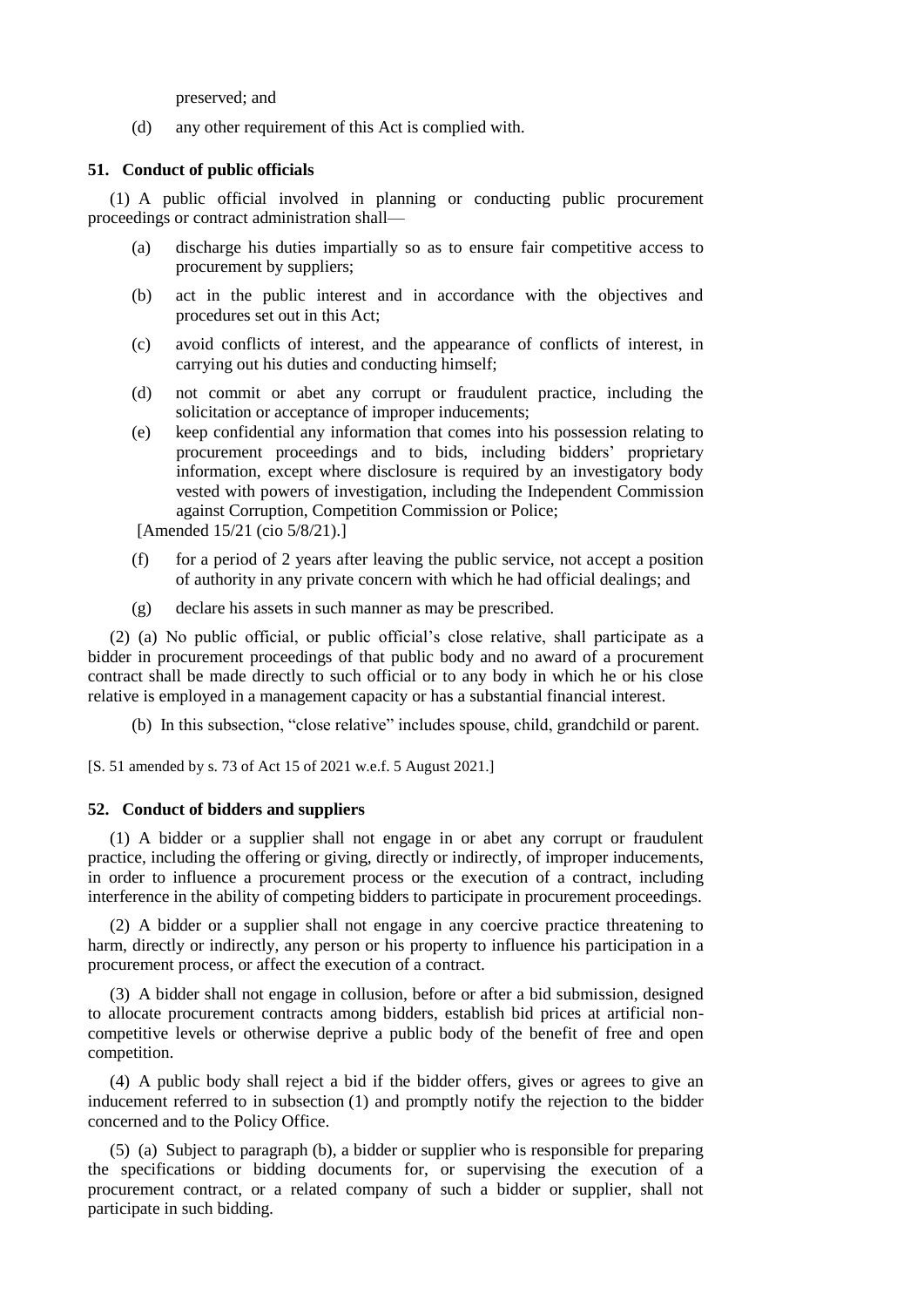preserved; and

(d) any other requirement of this Act is complied with.

### 51. Conduct of public officials

(1) A public official involved in planning or conducting public procurement proceedings or contract administration shall—

(a) discharge his duties impartially so as to ensure fair competitive access to procurement by suppliers;

(b) act in the public interest and in accordance with the objectives and procedures set out in this Act;

(c) avoid conflicts of interest, and the appearance of conflicts of interest, in carrying out his duties and conducting himself;

(d) not commit or abet any corrupt or fraudulent practice, including the solicitation or acceptance of improper inducements;

(e) keep confidential any information that comes into his possession relating to procurement proceedings and to bids, including bidders' proprietary information, except where disclosure is required by an investigatory body vested with powers of investigation, including the Independent Commission against Corruption, Competition Commission or Police;

[Amended 15/21 (cio 5/8/21).]

(f) for a period of 2 years after leaving the public service, not accept a position of authority in any private concern with which he had official dealings; and

(g) declare his assets in such manner as may be prescribed.

(2) (a) No public official, or public official's close relative, shall participate as a bidder in procurement proceedings of that public body and no award of a procurement contract shall be made directly to such official or to any body in which he or his close relative is employed in a management capacity or has a substantial financial interest.

(b) In this subsection, "close relative" includes spouse, child, grandchild or parent.

[S. 51 amended by s. 73 of Act 15 of 2021 w.e.f. 5 August 2021.]

### 52. Conduct of bidders and suppliers

(1) A bidder or a supplier shall not engage in or abet any corrupt or fraudulent practice, including the offering or giving, directly or indirectly, of improper inducements, in order to influence a procurement process or the execution of a contract, including interference in the ability of competing bidders to participate in procurement proceedings.

(2) A bidder or a supplier shall not engage in any coercive practice threatening to harm, directly or indirectly, any person or his property to influence his participation in a procurement process, or affect the execution of a contract.

(3) A bidder shall not engage in collusion, before or after a bid submission, designed to allocate procurement contracts among bidders, establish bid prices at artificial non-competitive levels or otherwise deprive a public body of the benefit of free and open competition.

(4) A public body shall reject a bid if the bidder offers, gives or agrees to give an inducement referred to in subsection (1) and promptly notify the rejection to the bidder concerned and to the Policy Office.

(5) (a) Subject to paragraph (b), a bidder or supplier who is responsible for preparing the specifications or bidding documents for, or supervising the execution of a procurement contract, or a related company of such a bidder or supplier, shall not participate in such bidding.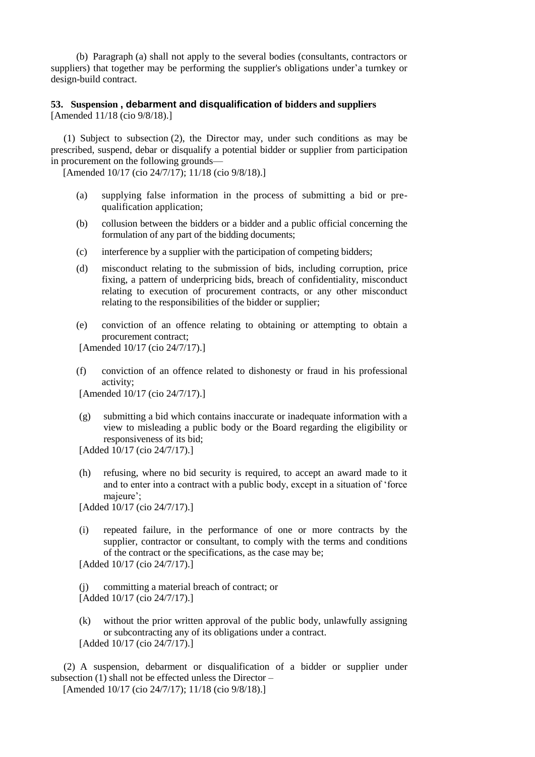(b) Paragraph (a) shall not apply to the several bodies (consultants, contractors or suppliers) that together may be performing the supplier's obligations under'a turnkey or design-build contract.

**53. Suspension , debarment and disqualification of bidders and suppliers**
[Amended 11/18 (cio 9/8/18).]

(1) Subject to subsection (2), the Director may, under such conditions as may be prescribed, suspend, debar or disqualify a potential bidder or supplier from participation in procurement on the following grounds—
[Amended 10/17 (cio 24/7/17); 11/18 (cio 9/8/18).]

(a) supplying false information in the process of submitting a bid or pre-qualification application;

(b) collusion between the bidders or a bidder and a public official concerning the formulation of any part of the bidding documents;

(c) interference by a supplier with the participation of competing bidders;

(d) misconduct relating to the submission of bids, including corruption, price fixing, a pattern of underpricing bids, breach of confidentiality, misconduct relating to execution of procurement contracts, or any other misconduct relating to the responsibilities of the bidder or supplier;

(e) conviction of an offence relating to obtaining or attempting to obtain a procurement contract;
[Amended 10/17 (cio 24/7/17).]

(f) conviction of an offence related to dishonesty or fraud in his professional activity;
[Amended 10/17 (cio 24/7/17).]

(g) submitting a bid which contains inaccurate or inadequate information with a view to misleading a public body or the Board regarding the eligibility or responsiveness of its bid;
[Added 10/17 (cio 24/7/17).]

(h) refusing, where no bid security is required, to accept an award made to it and to enter into a contract with a public body, except in a situation of 'force majeure';
[Added 10/17 (cio 24/7/17).]

(i) repeated failure, in the performance of one or more contracts by the supplier, contractor or consultant, to comply with the terms and conditions of the contract or the specifications, as the case may be;
[Added 10/17 (cio 24/7/17).]

(j) committing a material breach of contract; or
[Added 10/17 (cio 24/7/17).]

(k) without the prior written approval of the public body, unlawfully assigning or subcontracting any of its obligations under a contract.
[Added 10/17 (cio 24/7/17).]

(2) A suspension, debarment or disqualification of a bidder or supplier under subsection (1) shall not be effected unless the Director –
[Amended 10/17 (cio 24/7/17); 11/18 (cio 9/8/18).]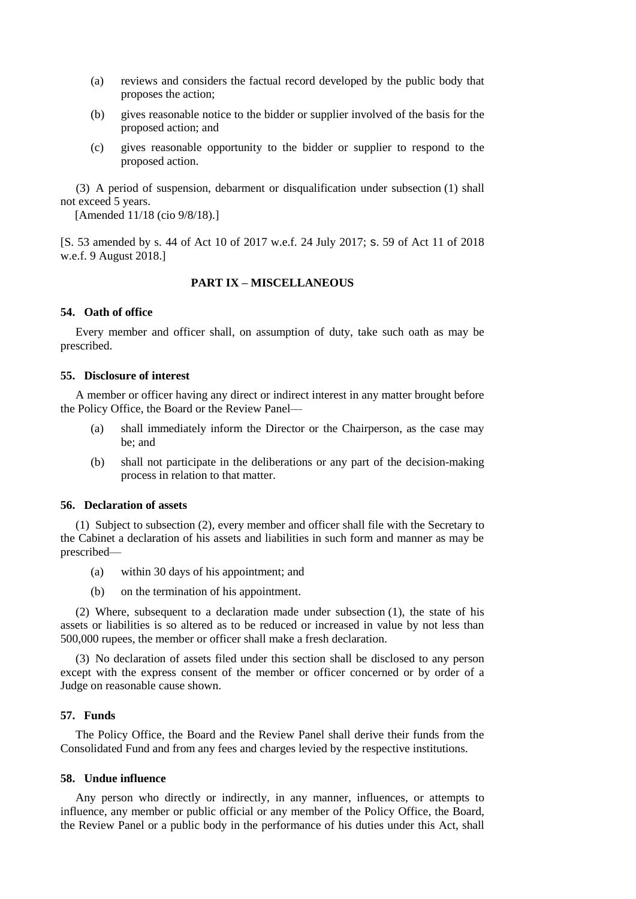(a) reviews and considers the factual record developed by the public body that proposes the action;

(b) gives reasonable notice to the bidder or supplier involved of the basis for the proposed action; and

(c) gives reasonable opportunity to the bidder or supplier to respond to the proposed action.

(3) A period of suspension, debarment or disqualification under subsection (1) shall not exceed 5 years.

[Amended 11/18 (cio 9/8/18).]

[S. 53 amended by s. 44 of Act 10 of 2017 w.e.f. 24 July 2017; s. 59 of Act 11 of 2018 w.e.f. 9 August 2018.]

## PART IX – MISCELLANEOUS

### 54. Oath of office

Every member and officer shall, on assumption of duty, take such oath as may be prescribed.

### 55. Disclosure of interest

A member or officer having any direct or indirect interest in any matter brought before the Policy Office, the Board or the Review Panel—

(a) shall immediately inform the Director or the Chairperson, as the case may be; and

(b) shall not participate in the deliberations or any part of the decision-making process in relation to that matter.

### 56. Declaration of assets

(1) Subject to subsection (2), every member and officer shall file with the Secretary to the Cabinet a declaration of his assets and liabilities in such form and manner as may be prescribed—

(a) within 30 days of his appointment; and

(b) on the termination of his appointment.

(2) Where, subsequent to a declaration made under subsection (1), the state of his assets or liabilities is so altered as to be reduced or increased in value by not less than 500,000 rupees, the member or officer shall make a fresh declaration.

(3) No declaration of assets filed under this section shall be disclosed to any person except with the express consent of the member or officer concerned or by order of a Judge on reasonable cause shown.

### 57. Funds

The Policy Office, the Board and the Review Panel shall derive their funds from the Consolidated Fund and from any fees and charges levied by the respective institutions.

### 58. Undue influence

Any person who directly or indirectly, in any manner, influences, or attempts to influence, any member or public official or any member of the Policy Office, the Board, the Review Panel or a public body in the performance of his duties under this Act, shall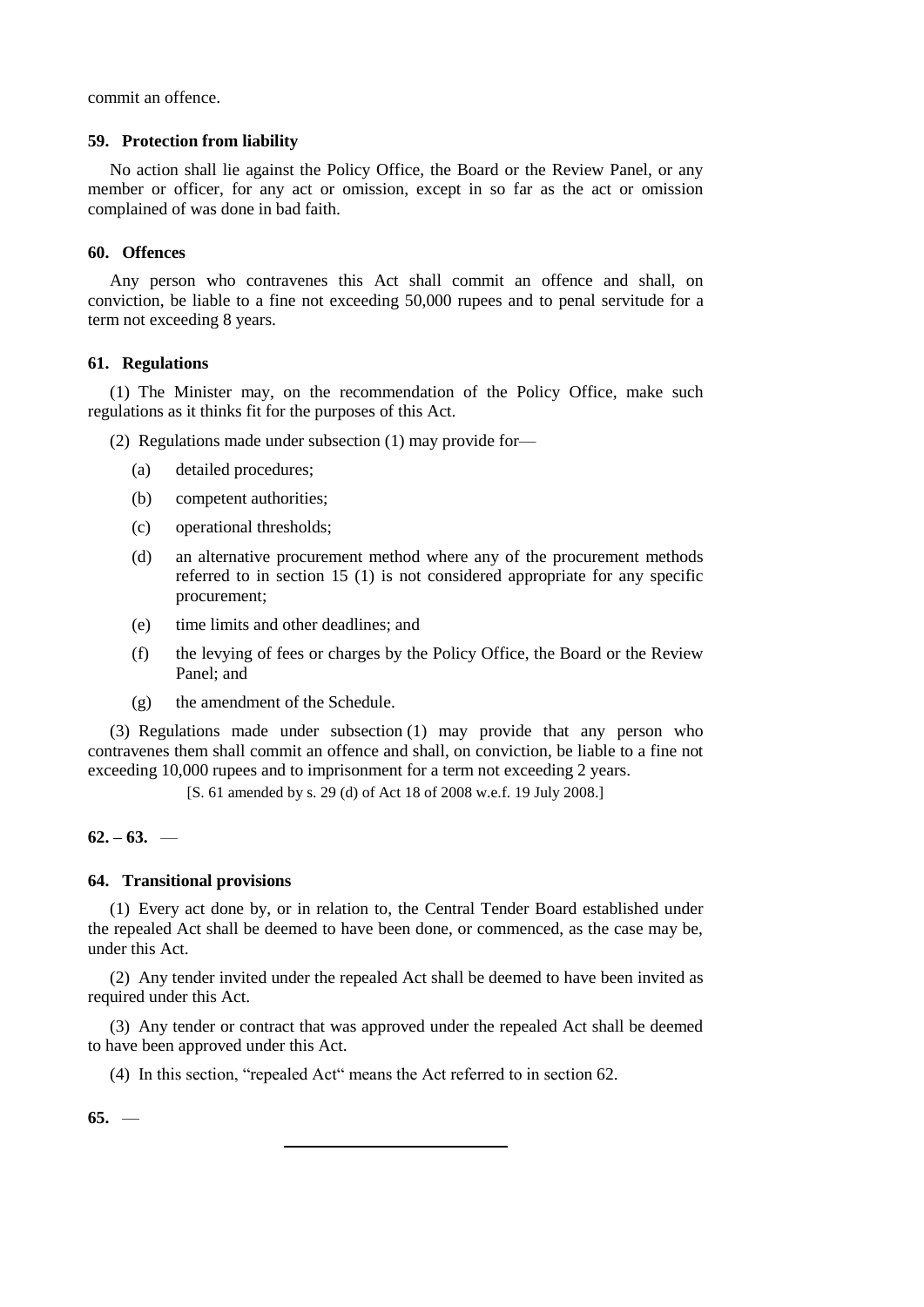commit an offence.

### 59. Protection from liability

No action shall lie against the Policy Office, the Board or the Review Panel, or any member or officer, for any act or omission, except in so far as the act or omission complained of was done in bad faith.

### 60. Offences

Any person who contravenes this Act shall commit an offence and shall, on conviction, be liable to a fine not exceeding 50,000 rupees and to penal servitude for a term not exceeding 8 years.

### 61. Regulations

(1) The Minister may, on the recommendation of the Policy Office, make such regulations as it thinks fit for the purposes of this Act.

(2) Regulations made under subsection (1) may provide for—

(a) detailed procedures;

(b) competent authorities;

(c) operational thresholds;

(d) an alternative procurement method where any of the procurement methods referred to in section 15 (1) is not considered appropriate for any specific procurement;

(e) time limits and other deadlines; and

(f) the levying of fees or charges by the Policy Office, the Board or the Review Panel; and

(g) the amendment of the Schedule.

(3) Regulations made under subsection (1) may provide that any person who contravenes them shall commit an offence and shall, on conviction, be liable to a fine not exceeding 10,000 rupees and to imprisonment for a term not exceeding 2 years.

[S. 61 amended by s. 29 (d) of Act 18 of 2008 w.e.f. 19 July 2008.]

### 62. – 63. —

### 64. Transitional provisions

(1) Every act done by, or in relation to, the Central Tender Board established under the repealed Act shall be deemed to have been done, or commenced, as the case may be, under this Act.

(2) Any tender invited under the repealed Act shall be deemed to have been invited as required under this Act.

(3) Any tender or contract that was approved under the repealed Act shall be deemed to have been approved under this Act.

(4) In this section, "repealed Act" means the Act referred to in section 62.

### 65. —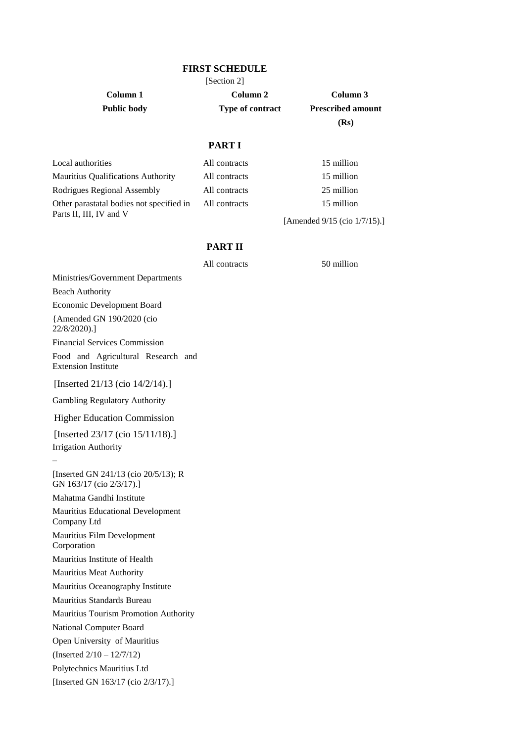# FIRST SCHEDULE

[Section 2]

| Column 1<br>Public body | Column 2<br>Type of contract | Column 3<br>Prescribed amount<br>(Rs) |
|---|---|---|

## PART I

| | | |
|---|---|---|
| Local authorities | All contracts | 15 million |
| Mauritius Qualifications Authority | All contracts | 15 million |
| Rodrigues Regional Assembly | All contracts | 25 million |
| Other parastatal bodies not specified in Parts II, III, IV and V | All contracts | 15 million |

[Amended 9/15 (cio 1/7/15).]

## PART II

| | | |
|---|---|---|
| | All contracts | 50 million |

Ministries/Government Departments

Beach Authority

Economic Development Board

{Amended GN 190/2020 (cio 22/8/2020).]

Financial Services Commission

Food and Agricultural Research and Extension Institute

[Inserted 21/13 (cio 14/2/14).]

Gambling Regulatory Authority

Higher Education Commission

[Inserted 23/17 (cio 15/11/18).]

Irrigation Authority

–

[Inserted GN 241/13 (cio 20/5/13); R GN 163/17 (cio 2/3/17).]

Mahatma Gandhi Institute

Mauritius Educational Development Company Ltd

Mauritius Film Development Corporation

Mauritius Institute of Health

Mauritius Meat Authority

Mauritius Oceanography Institute

Mauritius Standards Bureau

Mauritius Tourism Promotion Authority

National Computer Board

Open University of Mauritius

(Inserted 2/10 – 12/7/12)

Polytechnics Mauritius Ltd

[Inserted GN 163/17 (cio 2/3/17).]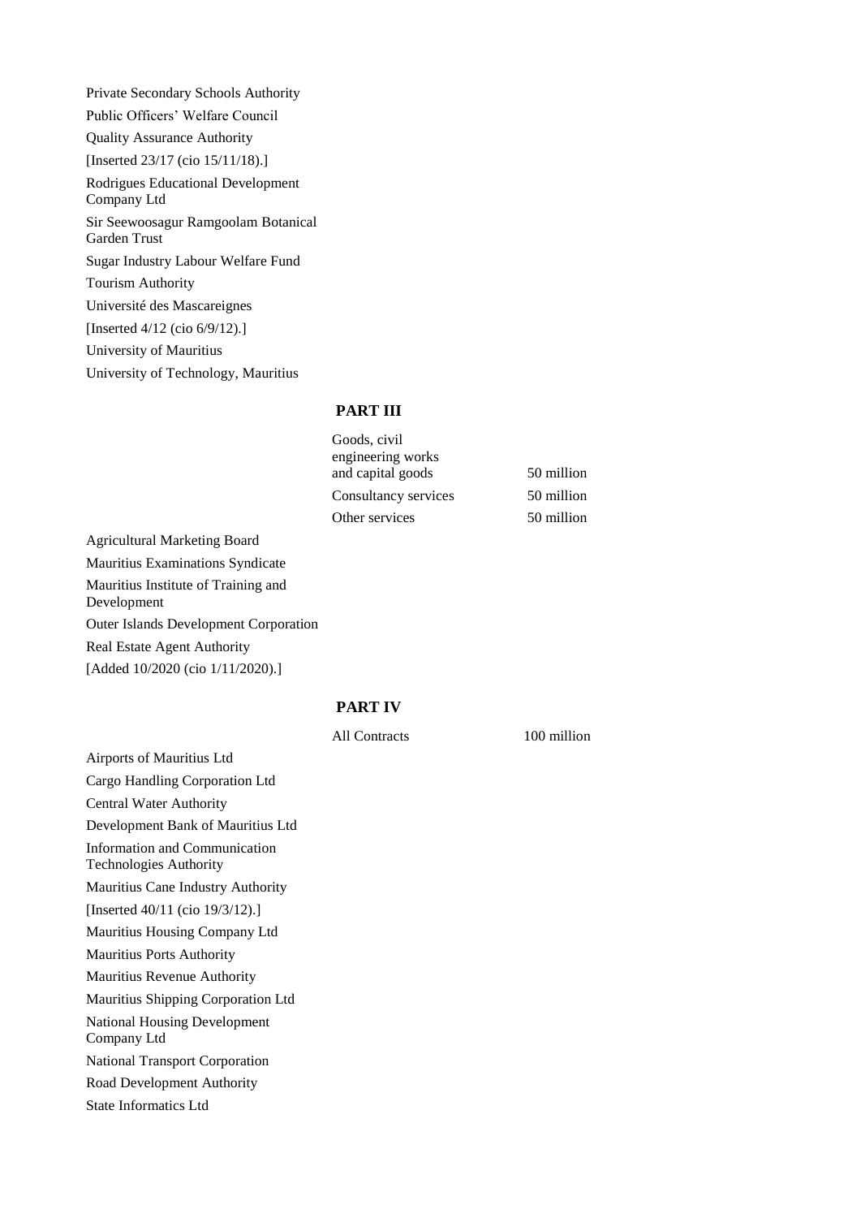Private Secondary Schools Authority

Public Officers' Welfare Council

Quality Assurance Authority

[Inserted 23/17 (cio 15/11/18).]

Rodrigues Educational Development Company Ltd

Sir Seewoosagur Ramgoolam Botanical Garden Trust

Sugar Industry Labour Welfare Fund

Tourism Authority

Université des Mascareignes

[Inserted 4/12 (cio 6/9/12).]

University of Mauritius

University of Technology, Mauritius

## PART III

| | |
|---|---|
| Goods, civil engineering works and capital goods | 50 million |
| Consultancy services | 50 million |
| Other services | 50 million |

Agricultural Marketing Board

Mauritius Examinations Syndicate

Mauritius Institute of Training and Development

Outer Islands Development Corporation

Real Estate Agent Authority

[Added 10/2020 (cio 1/11/2020).]

## PART IV

| | |
|---|---|
| All Contracts | 100 million |

Airports of Mauritius Ltd

Cargo Handling Corporation Ltd

Central Water Authority

Development Bank of Mauritius Ltd

Information and Communication Technologies Authority

Mauritius Cane Industry Authority

[Inserted 40/11 (cio 19/3/12).]

Mauritius Housing Company Ltd

Mauritius Ports Authority

Mauritius Revenue Authority

Mauritius Shipping Corporation Ltd

National Housing Development Company Ltd

National Transport Corporation

Road Development Authority

State Informatics Ltd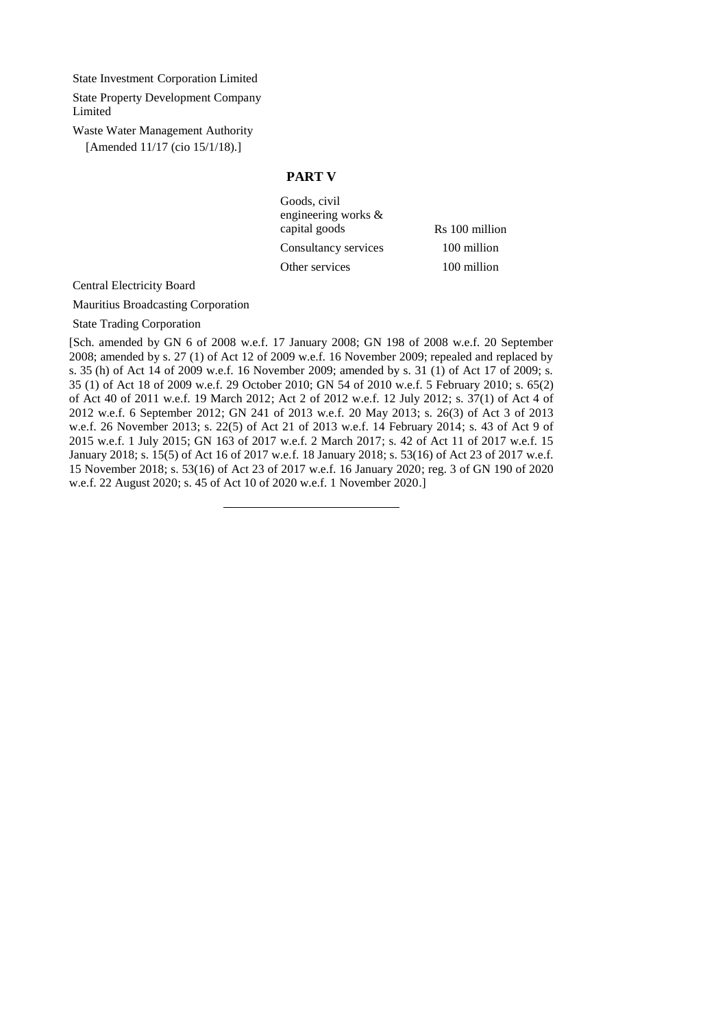State Investment Corporation Limited

State Property Development Company Limited

Waste Water Management Authority

[Amended 11/17 (cio 15/1/18).]

## PART V

| | |
|---|---|
| Goods, civil engineering works & capital goods | Rs 100 million |
| Consultancy services | 100 million |
| Other services | 100 million |

Central Electricity Board

Mauritius Broadcasting Corporation

State Trading Corporation

[Sch. amended by GN 6 of 2008 w.e.f. 17 January 2008; GN 198 of 2008 w.e.f. 20 September 2008; amended by s. 27 (1) of Act 12 of 2009 w.e.f. 16 November 2009; repealed and replaced by s. 35 (h) of Act 14 of 2009 w.e.f. 16 November 2009; amended by s. 31 (1) of Act 17 of 2009; s. 35 (1) of Act 18 of 2009 w.e.f. 29 October 2010; GN 54 of 2010 w.e.f. 5 February 2010; s. 65(2) of Act 40 of 2011 w.e.f. 19 March 2012; Act 2 of 2012 w.e.f. 12 July 2012; s. 37(1) of Act 4 of 2012 w.e.f. 6 September 2012; GN 241 of 2013 w.e.f. 20 May 2013; s. 26(3) of Act 3 of 2013 w.e.f. 26 November 2013; s. 22(5) of Act 21 of 2013 w.e.f. 14 February 2014; s. 43 of Act 9 of 2015 w.e.f. 1 July 2015; GN 163 of 2017 w.e.f. 2 March 2017; s. 42 of Act 11 of 2017 w.e.f. 15 January 2018; s. 15(5) of Act 16 of 2017 w.e.f. 18 January 2018; s. 53(16) of Act 23 of 2017 w.e.f. 15 November 2018; s. 53(16) of Act 23 of 2017 w.e.f. 16 January 2020; reg. 3 of GN 190 of 2020 w.e.f. 22 August 2020; s. 45 of Act 10 of 2020 w.e.f. 1 November 2020.]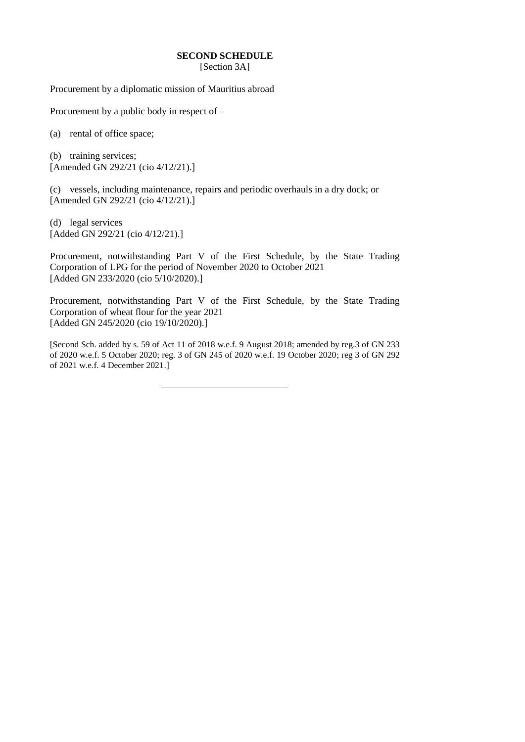**SECOND SCHEDULE**
[Section 3A]

Procurement by a diplomatic mission of Mauritius abroad

Procurement by a public body in respect of –

(a) rental of office space;

(b) training services;
[Amended GN 292/21 (cio 4/12/21).]

(c) vessels, including maintenance, repairs and periodic overhauls in a dry dock; or
[Amended GN 292/21 (cio 4/12/21).]

(d) legal services
[Added GN 292/21 (cio 4/12/21).]

Procurement, notwithstanding Part V of the First Schedule, by the State Trading Corporation of LPG for the period of November 2020 to October 2021
[Added GN 233/2020 (cio 5/10/2020).]

Procurement, notwithstanding Part V of the First Schedule, by the State Trading Corporation of wheat flour for the year 2021
[Added GN 245/2020 (cio 19/10/2020).]

[Second Sch. added by s. 59 of Act 11 of 2018 w.e.f. 9 August 2018; amended by reg.3 of GN 233 of 2020 w.e.f. 5 October 2020; reg. 3 of GN 245 of 2020 w.e.f. 19 October 2020; reg 3 of GN 292 of 2021 w.e.f. 4 December 2021.]